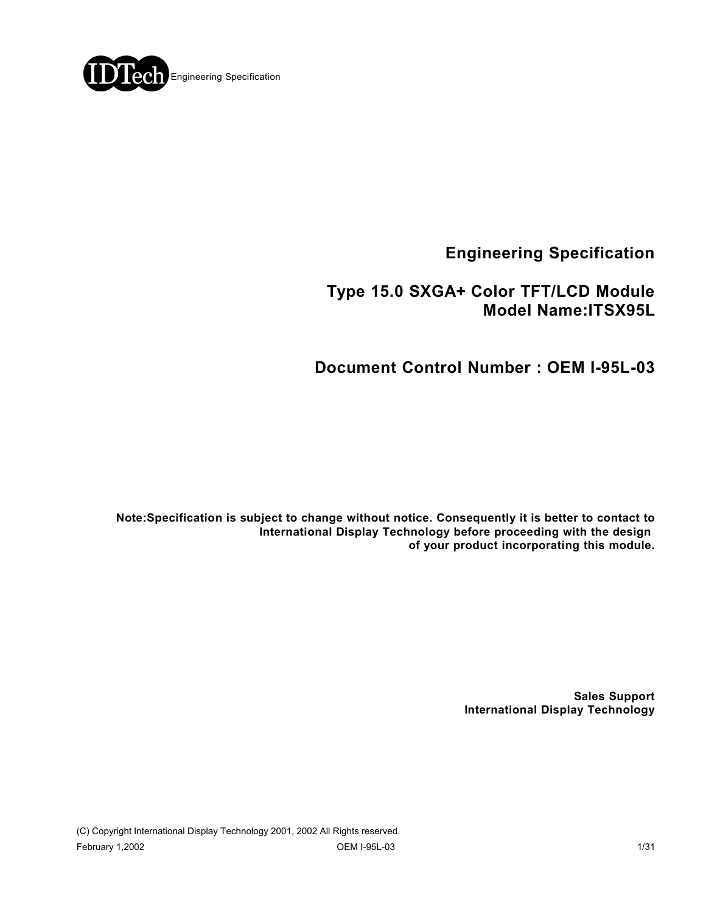IDTech Engineering Specification

# Engineering Specification

## Type 15.0 SXGA+ Color TFT/LCD Module
## Model Name:ITSX95L

## Document Control Number : OEM I-95L-03

**Note:Specification is subject to change without notice. Consequently it is better to contact to International Display Technology before proceeding with the design of your product incorporating this module.**

**Sales Support**
**International Display Technology**

(C) Copyright International Display Technology 2001, 2002 All Rights reserved.

February 1,2002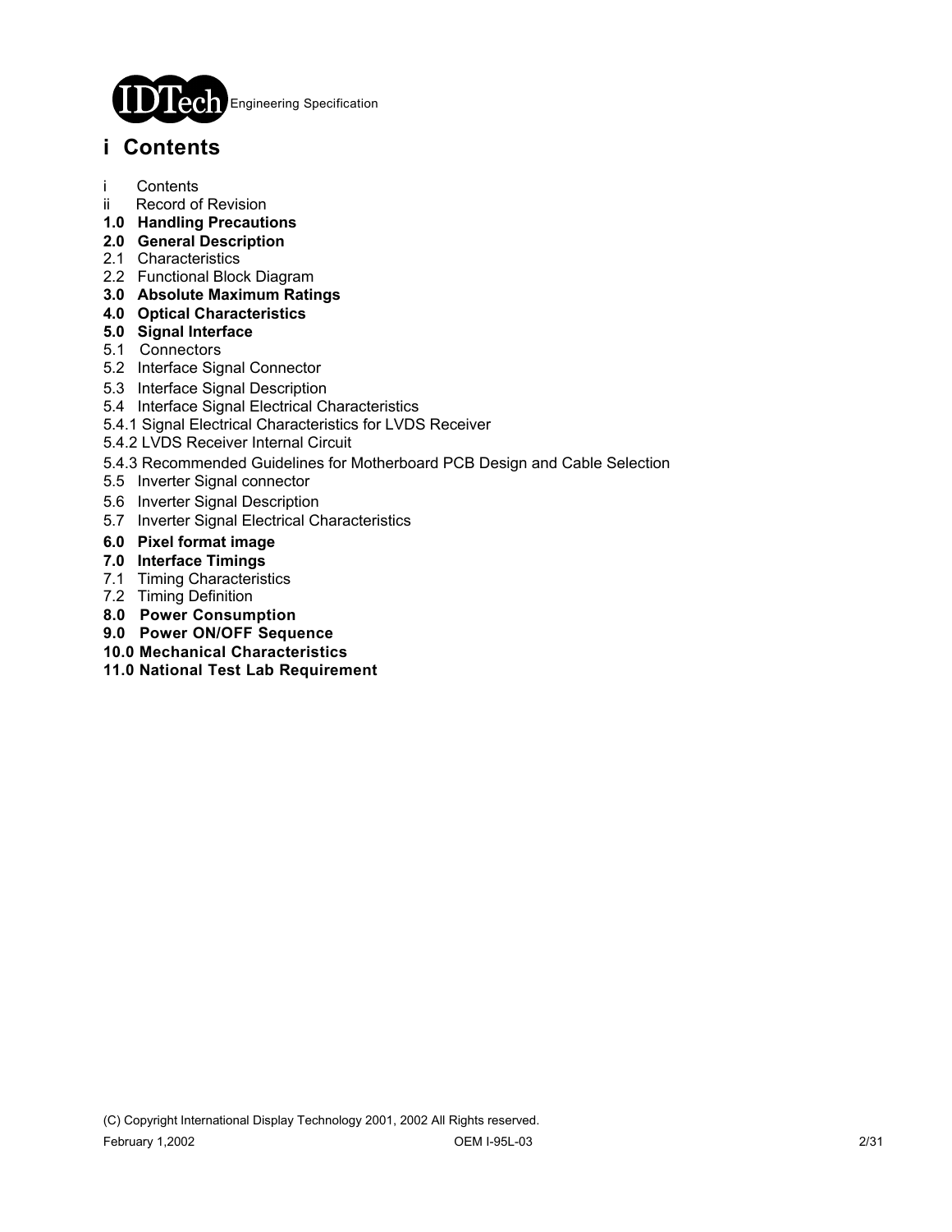# i Contents

i Contents
ii Record of Revision
**1.0 Handling Precautions**
**2.0 General Description**
2.1 Characteristics
2.2 Functional Block Diagram
**3.0 Absolute Maximum Ratings**
**4.0 Optical Characteristics**
**5.0 Signal Interface**
5.1 Connectors
5.2 Interface Signal Connector
5.3 Interface Signal Description
5.4 Interface Signal Electrical Characteristics
5.4.1 Signal Electrical Characteristics for LVDS Receiver
5.4.2 LVDS Receiver Internal Circuit
5.4.3 Recommended Guidelines for Motherboard PCB Design and Cable Selection
5.5 Inverter Signal connector
5.6 Inverter Signal Description
5.7 Inverter Signal Electrical Characteristics
**6.0 Pixel format image**
**7.0 Interface Timings**
7.1 Timing Characteristics
7.2 Timing Definition
**8.0 Power Consumption**
**9.0 Power ON/OFF Sequence**
**10.0 Mechanical Characteristics**
**11.0 National Test Lab Requirement**

(C) Copyright International Display Technology 2001, 2002 All Rights reserved.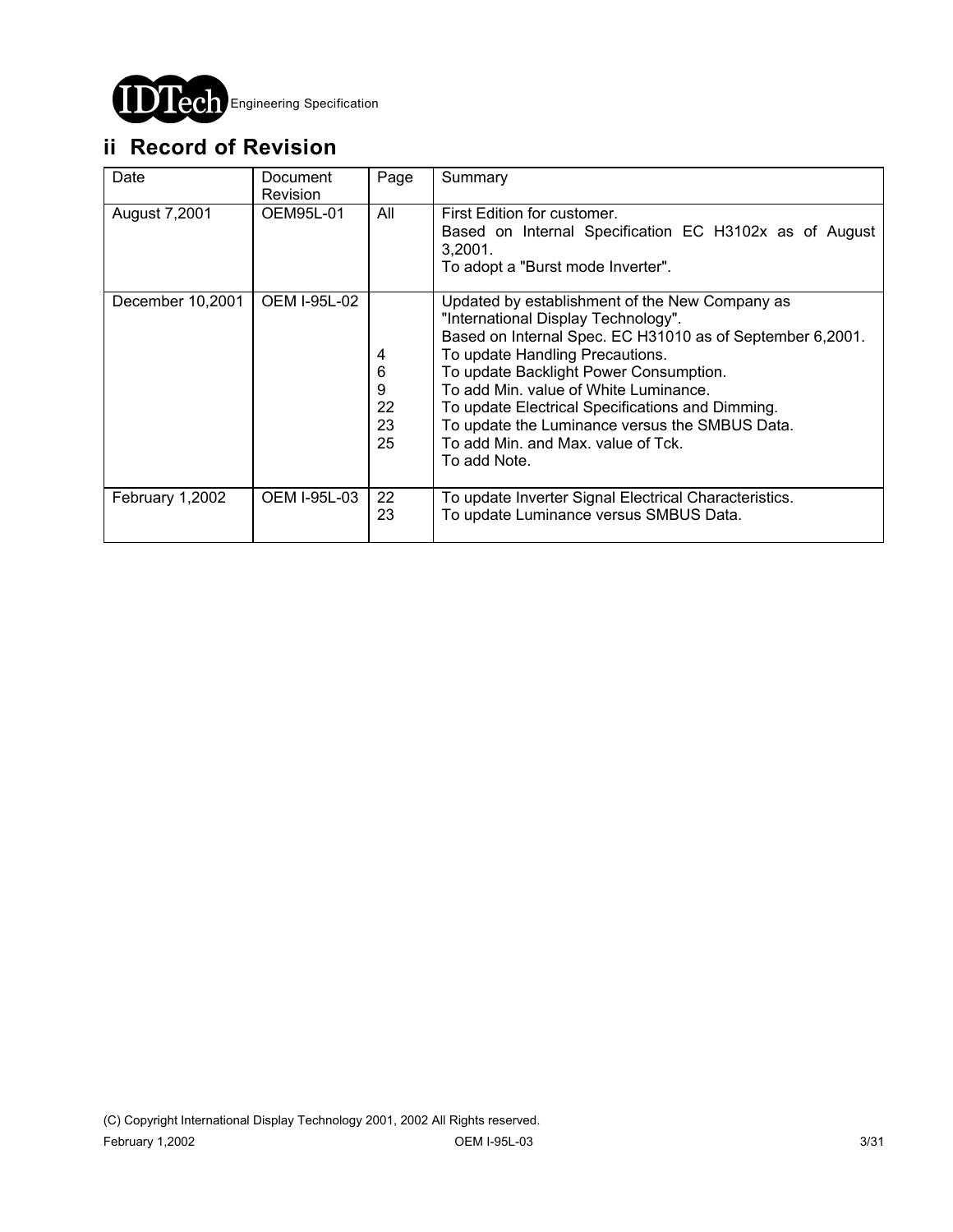## ii Record of Revision

| Date | Document Revision | Page | Summary |
|---|---|---|---|
| August 7,2001 | OEM95L-01 | All | First Edition for customer.<br>Based on Internal Specification EC H3102x as of August 3,2001.<br>To adopt a "Burst mode Inverter". |
| December 10,2001 | OEM I-95L-02 | <br><br><br>4<br>6<br>9<br>22<br>23<br>25 | Updated by establishment of the New Company as "International Display Technology".<br>Based on Internal Spec. EC H31010 as of September 6,2001.<br>To update Handling Precautions.<br>To update Backlight Power Consumption.<br>To add Min. value of White Luminance.<br>To update Electrical Specifications and Dimming.<br>To update the Luminance versus the SMBUS Data.<br>To add Min. and Max. value of Tck.<br>To add Note. |
| February 1,2002 | OEM I-95L-03 | 22<br>23 | To update Inverter Signal Electrical Characteristics.<br>To update Luminance versus SMBUS Data. |

(C) Copyright International Display Technology 2001, 2002 All Rights reserved.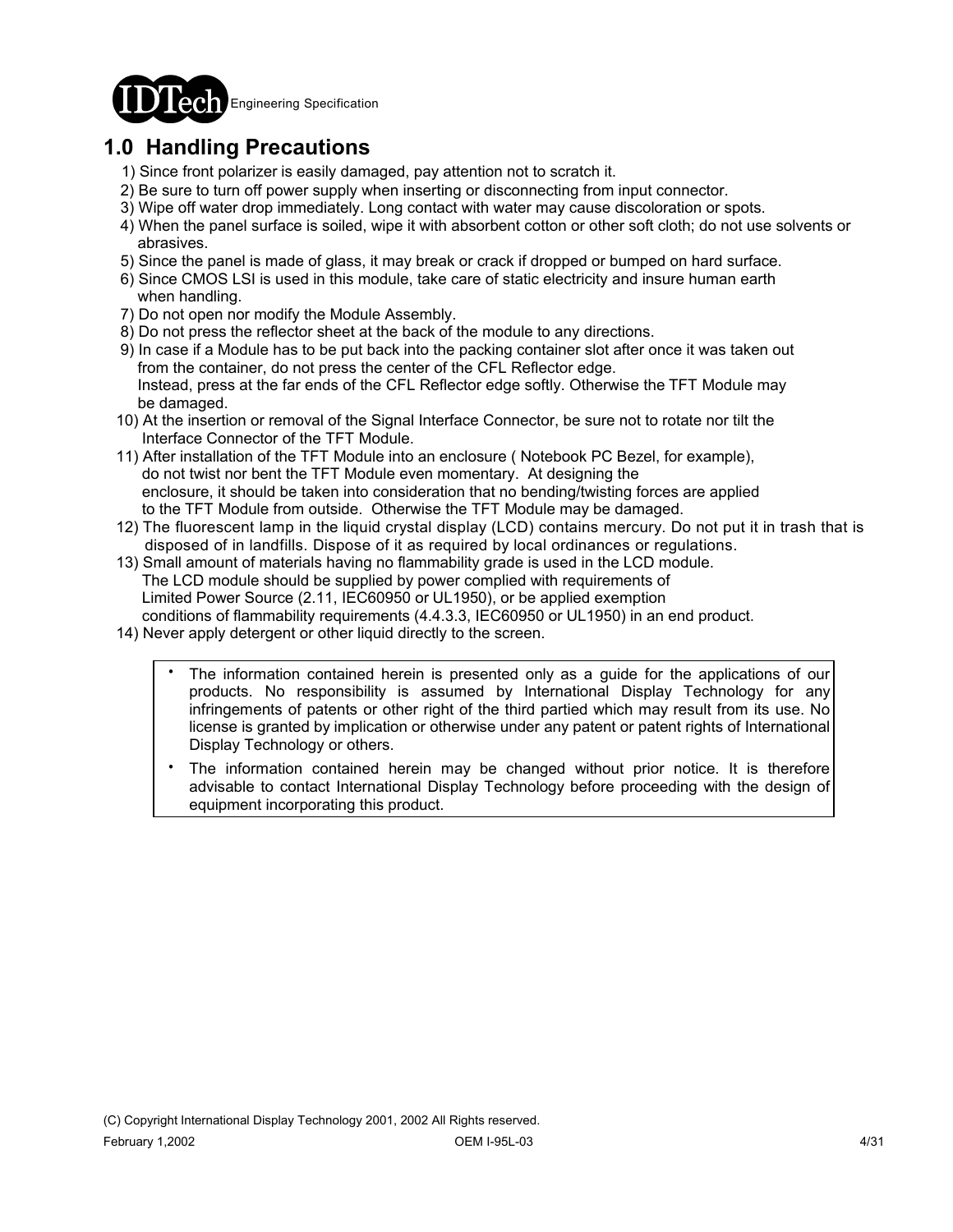## 1.0 Handling Precautions

1) Since front polarizer is easily damaged, pay attention not to scratch it.
2) Be sure to turn off power supply when inserting or disconnecting from input connector.
3) Wipe off water drop immediately. Long contact with water may cause discoloration or spots.
4) When the panel surface is soiled, wipe it with absorbent cotton or other soft cloth; do not use solvents or abrasives.
5) Since the panel is made of glass, it may break or crack if dropped or bumped on hard surface.
6) Since CMOS LSI is used in this module, take care of static electricity and insure human earth when handling.
7) Do not open nor modify the Module Assembly.
8) Do not press the reflector sheet at the back of the module to any directions.
9) In case if a Module has to be put back into the packing container slot after once it was taken out from the container, do not press the center of the CFL Reflector edge. Instead, press at the far ends of the CFL Reflector edge softly. Otherwise the TFT Module may be damaged.
10) At the insertion or removal of the Signal Interface Connector, be sure not to rotate nor tilt the Interface Connector of the TFT Module.
11) After installation of the TFT Module into an enclosure ( Notebook PC Bezel, for example), do not twist nor bent the TFT Module even momentary. At designing the enclosure, it should be taken into consideration that no bending/twisting forces are applied to the TFT Module from outside. Otherwise the TFT Module may be damaged.
12) The fluorescent lamp in the liquid crystal display (LCD) contains mercury. Do not put it in trash that is disposed of in landfills. Dispose of it as required by local ordinances or regulations.
13) Small amount of materials having no flammability grade is used in the LCD module. The LCD module should be supplied by power complied with requirements of Limited Power Source (2.11, IEC60950 or UL1950), or be applied exemption conditions of flammability requirements (4.4.3.3, IEC60950 or UL1950) in an end product.
14) Never apply detergent or other liquid directly to the screen.

- The information contained herein is presented only as a guide for the applications of our products. No responsibility is assumed by International Display Technology for any infringements of patents or other right of the third partied which may result from its use. No license is granted by implication or otherwise under any patent or patent rights of International Display Technology or others.
- The information contained herein may be changed without prior notice. It is therefore advisable to contact International Display Technology before proceeding with the design of equipment incorporating this product.

(C) Copyright International Display Technology 2001, 2002 All Rights reserved.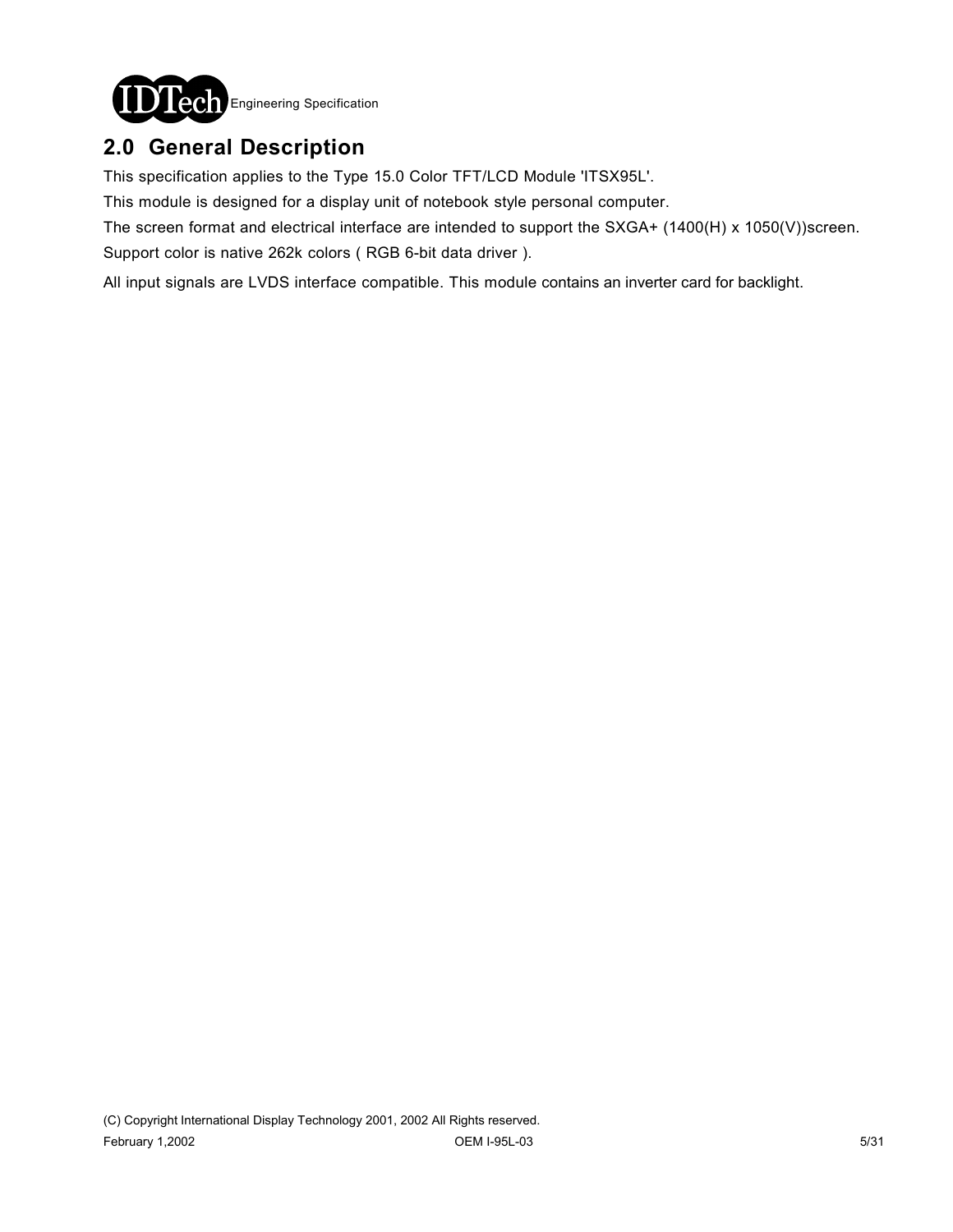## 2.0 General Description

This specification applies to the Type 15.0 Color TFT/LCD Module 'ITSX95L'.

This module is designed for a display unit of notebook style personal computer.

The screen format and electrical interface are intended to support the SXGA+ (1400(H) x 1050(V))screen.

Support color is native 262k colors ( RGB 6-bit data driver ).

All input signals are LVDS interface compatible. This module contains an inverter card for backlight.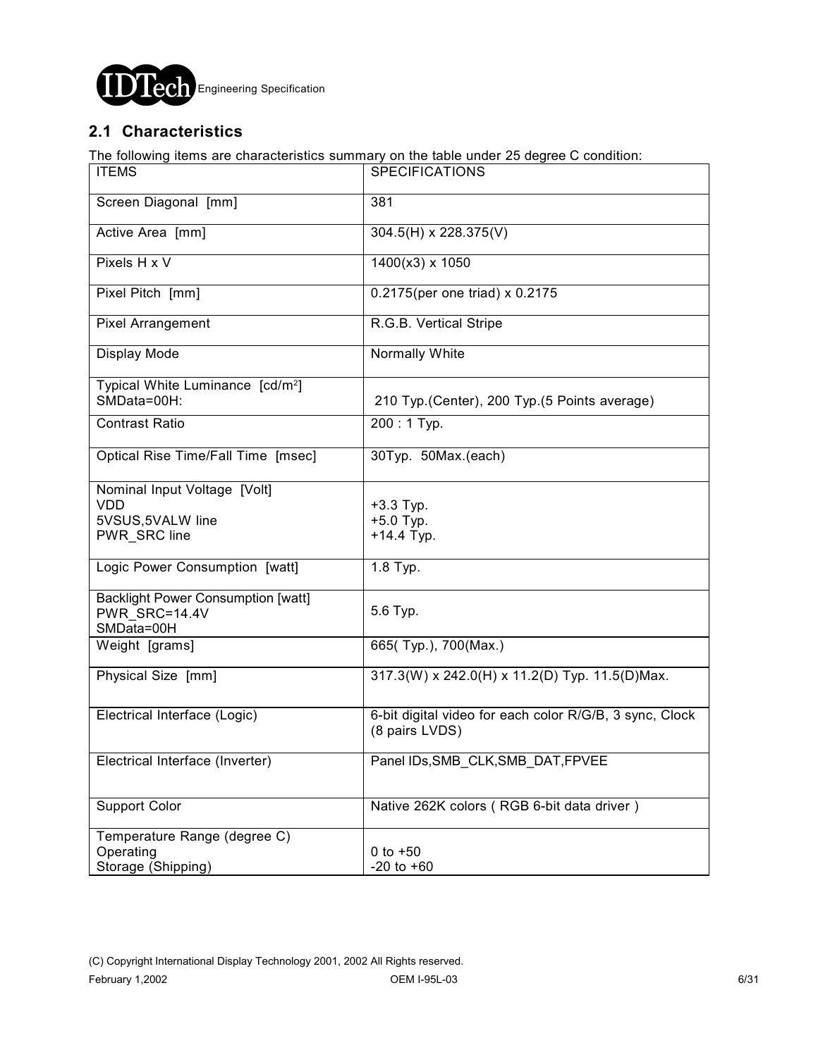## 2.1 Characteristics

The following items are characteristics summary on the table under 25 degree C condition:

| ITEMS | SPECIFICATIONS |
|---|---|
| Screen Diagonal [mm] | 381 |
| Active Area [mm] | 304.5(H) x 228.375(V) |
| Pixels H x V | 1400(x3) x 1050 |
| Pixel Pitch [mm] | 0.2175(per one triad) x 0.2175 |
| Pixel Arrangement | R.G.B. Vertical Stripe |
| Display Mode | Normally White |
| Typical White Luminance [cd/m$^2$]<br>SMData=00H: | 210 Typ.(Center), 200 Typ.(5 Points average) |
| Contrast Ratio | 200 : 1 Typ. |
| Optical Rise Time/Fall Time [msec] | 30Typ. 50Max.(each) |
| Nominal Input Voltage [Volt]<br>VDD<br>5VSUS,5VALW line<br>PWR_SRC line | <br>+3.3 Typ.<br>+5.0 Typ.<br>+14.4 Typ. |
| Logic Power Consumption [watt] | 1.8 Typ. |
| Backlight Power Consumption [watt]<br>PWR_SRC=14.4V<br>SMData=00H | 5.6 Typ. |
| Weight [grams] | 665( Typ.), 700(Max.) |
| Physical Size [mm] | 317.3(W) x 242.0(H) x 11.2(D) Typ. 11.5(D)Max. |
| Electrical Interface (Logic) | 6-bit digital video for each color R/G/B, 3 sync, Clock (8 pairs LVDS) |
| Electrical Interface (Inverter) | Panel IDs,SMB_CLK,SMB_DAT,FPVEE |
| Support Color | Native 262K colors ( RGB 6-bit data driver ) |
| Temperature Range (degree C)<br>Operating<br>Storage (Shipping) | <br>0 to +50<br>-20 to +60 |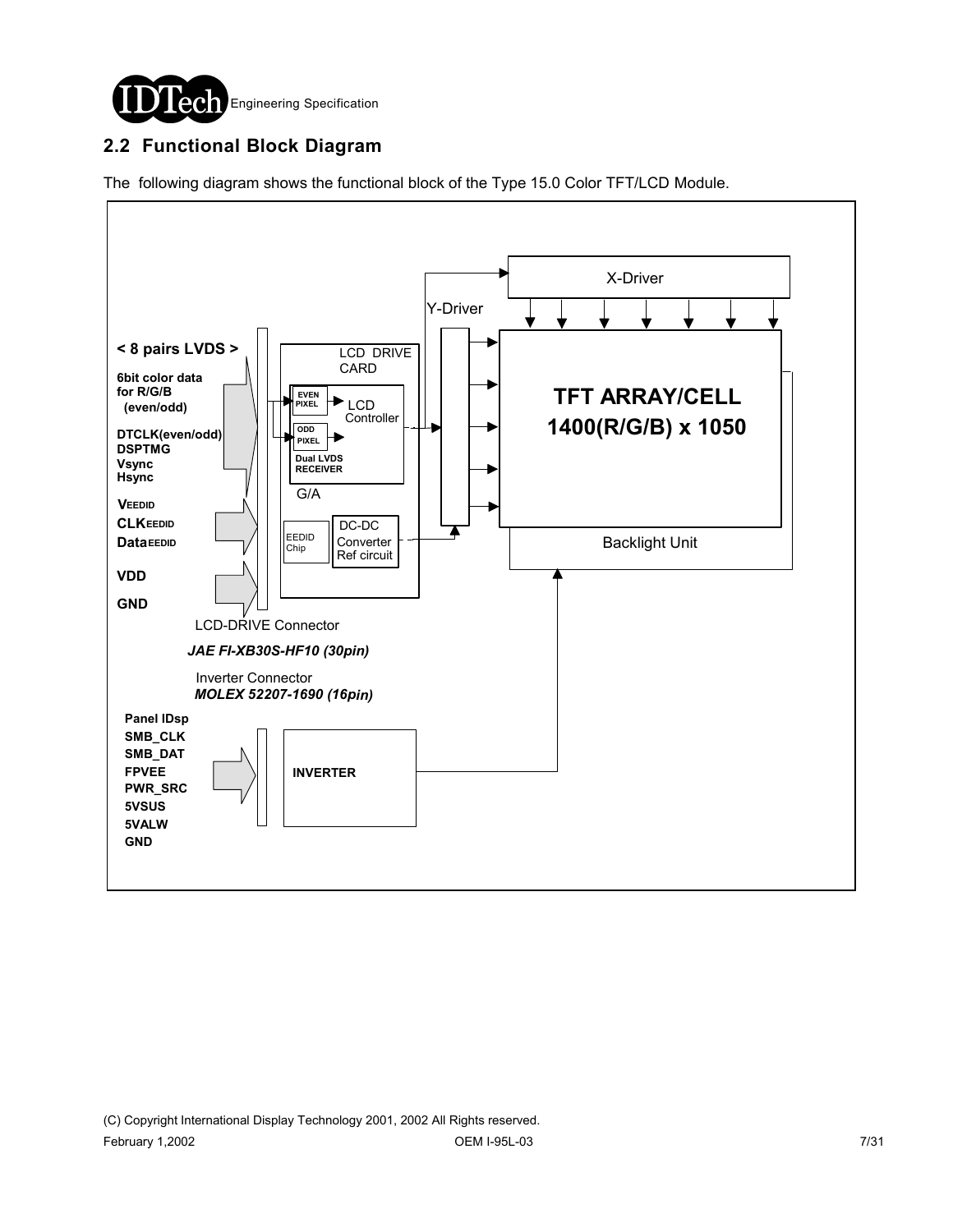## 2.2 Functional Block Diagram

The following diagram shows the functional block of the Type 15.0 Color TFT/LCD Module.

**< 8 pairs LVDS >**

**6bit color data for R/G/B (even/odd)**

**DTCLK(even/odd)**
**DSPTMG**
**Vsync**
**Hsync**

**VEEDID**
**CLKEEDID**
**DataEEDID**

**VDD**

**GND**

LCD DRIVE CARD

EVEN PIXEL

ODD PIXEL

Dual LVDS RECEIVER

LCD Controller

G/A

EEDID Chip

DC-DC Converter Ref circuit

Y-Driver

X-Driver

**TFT ARRAY/CELL 1400(R/G/B) x 1050**

Backlight Unit

LCD-DRIVE Connector

***JAE FI-XB30S-HF10 (30pin)***

Inverter Connector

***MOLEX 52207-1690 (16pin)***

**Panel IDsp**
**SMB_CLK**
**SMB_DAT**
**FPVEE**
**PWR_SRC**
**5VSUS**
**5VALW**
**GND**

**INVERTER**

(C) Copyright International Display Technology 2001, 2002 All Rights reserved.

February 1,2002 OEM I-95L-03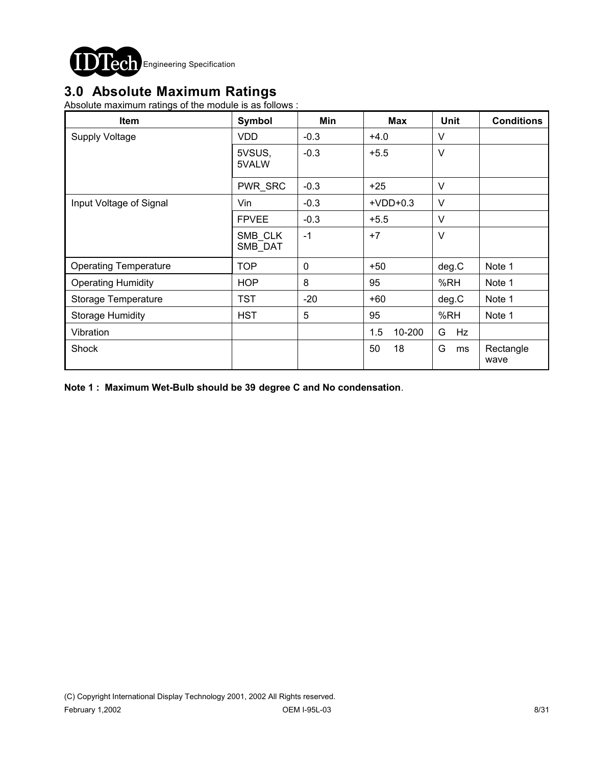## 3.0 Absolute Maximum Ratings

Absolute maximum ratings of the module is as follows :

| Item | Symbol | Min | Max | Unit | Conditions |
|---|---|---|---|---|---|
| Supply Voltage | VDD | -0.3 | +4.0 | V | |
| | 5VSUS, 5VALW | -0.3 | +5.5 | V | |
| | PWR_SRC | -0.3 | +25 | V | |
| Input Voltage of Signal | Vin | -0.3 | +VDD+0.3 | V | |
| | FPVEE | -0.3 | +5.5 | V | |
| | SMB_CLK SMB_DAT | -1 | +7 | V | |
| Operating Temperature | TOP | 0 | +50 | deg.C | Note 1 |
| Operating Humidity | HOP | 8 | 95 | %RH | Note 1 |
| Storage Temperature | TST | -20 | +60 | deg.C | Note 1 |
| Storage Humidity | HST | 5 | 95 | %RH | Note 1 |
| Vibration | | | 1.5 10-200 | G Hz | |
| Shock | | | 50 18 | G ms | Rectangle wave |

**Note 1 : Maximum Wet-Bulb should be 39 degree C and No condensation**.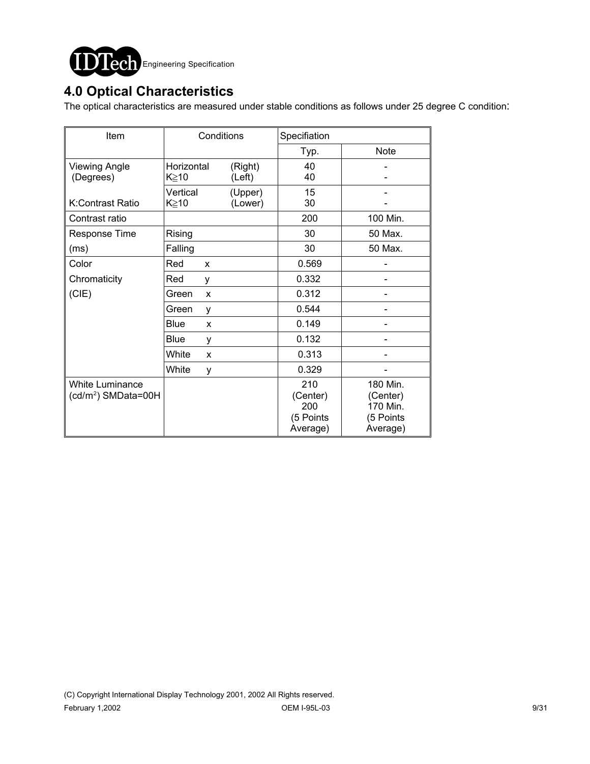## 4.0 Optical Characteristics

The optical characteristics are measured under stable conditions as follows under 25 degree C condition:

| Item | Conditions | | Specifiation | |
|---|---|---|---|---|
| | | | Typ. | Note |
| Viewing Angle (Degrees) | Horizontal K≧10 | (Right) | 40 | - |
| | | (Left) | 40 | - |
| K:Contrast Ratio | Vertical K≧10 | (Upper) | 15 | - |
| | | (Lower) | 30 | - |
| Contrast ratio | | | 200 | 100 Min. |
| Response Time (ms) | Rising | | 30 | 50 Max. |
| | Falling | | 30 | 50 Max. |
| Color Chromaticity (CIE) | Red | x | 0.569 | - |
| | Red | y | 0.332 | - |
| | Green | x | 0.312 | - |
| | Green | y | 0.544 | - |
| | Blue | x | 0.149 | - |
| | Blue | y | 0.132 | - |
| | White | x | 0.313 | - |
| | White | y | 0.329 | - |
| White Luminance ($cd/m^2$) SMData=00H | | | 210 (Center) 200 (5 Points Average) | 180 Min. (Center) 170 Min. (5 Points Average) |

(C) Copyright International Display Technology 2001, 2002 All Rights reserved.

February 1,2002 OEM I-95L-03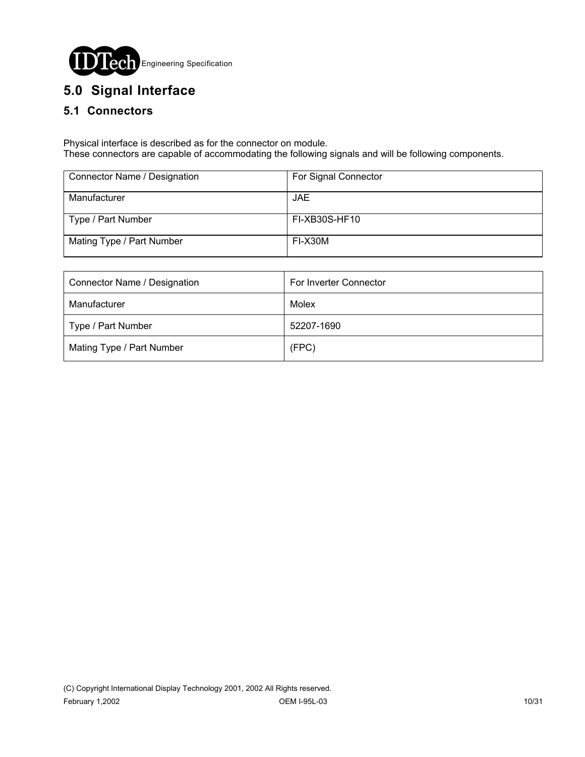# 5.0 Signal Interface

## 5.1 Connectors

Physical interface is described as for the connector on module.
These connectors are capable of accommodating the following signals and will be following components.

| Connector Name / Designation | For Signal Connector |
|---|---|
| Manufacturer | JAE |
| Type / Part Number | FI-XB30S-HF10 |
| Mating Type / Part Number | FI-X30M |

| Connector Name / Designation | For Inverter Connector |
|---|---|
| Manufacturer | Molex |
| Type / Part Number | 52207-1690 |
| Mating Type / Part Number | (FPC) |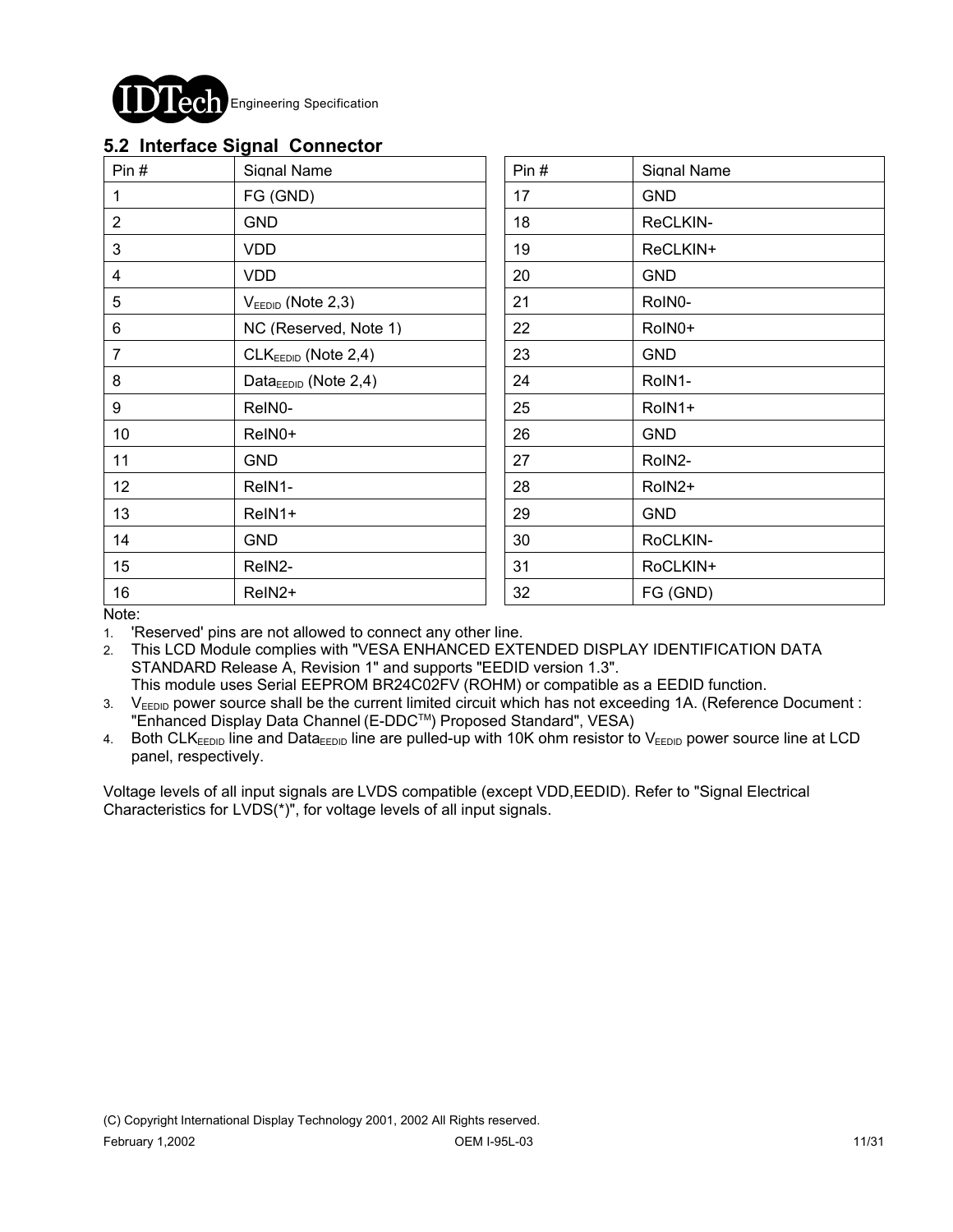## 5.2 Interface Signal Connector

| Pin # | Signal Name | Pin # | Signal Name |
|---|---|---|---|
| 1 | FG (GND) | 17 | GND |
| 2 | GND | 18 | ReCLKIN- |
| 3 | VDD | 19 | ReCLKIN+ |
| 4 | VDD | 20 | GND |
| 5 | $V_{EEDID}$ (Note 2,3) | 21 | RoIN0- |
| 6 | NC (Reserved, Note 1) | 22 | RoIN0+ |
| 7 | $CLK_{EEDID}$ (Note 2,4) | 23 | GND |
| 8 | $Data_{EEDID}$ (Note 2,4) | 24 | RoIN1- |
| 9 | ReIN0- | 25 | RoIN1+ |
| 10 | ReIN0+ | 26 | GND |
| 11 | GND | 27 | RoIN2- |
| 12 | ReIN1- | 28 | RoIN2+ |
| 13 | ReIN1+ | 29 | GND |
| 14 | GND | 30 | RoCLKIN- |
| 15 | ReIN2- | 31 | RoCLKIN+ |
| 16 | ReIN2+ | 32 | FG (GND) |

Note:

1. 'Reserved' pins are not allowed to connect any other line.
2. This LCD Module complies with "VESA ENHANCED EXTENDED DISPLAY IDENTIFICATION DATA STANDARD Release A, Revision 1" and supports "EEDID version 1.3".
   This module uses Serial EEPROM BR24C02FV (ROHM) or compatible as a EEDID function.
3. $V_{EEDID}$ power source shall be the current limited circuit which has not exceeding 1A. (Reference Document : "Enhanced Display Data Channel (E-DDC™) Proposed Standard", VESA)
4. Both $CLK_{EEDID}$ line and $Data_{EEDID}$ line are pulled-up with 10K ohm resistor to $V_{EEDID}$ power source line at LCD panel, respectively.

Voltage levels of all input signals are LVDS compatible (except VDD,EEDID). Refer to "Signal Electrical Characteristics for LVDS(*)", for voltage levels of all input signals.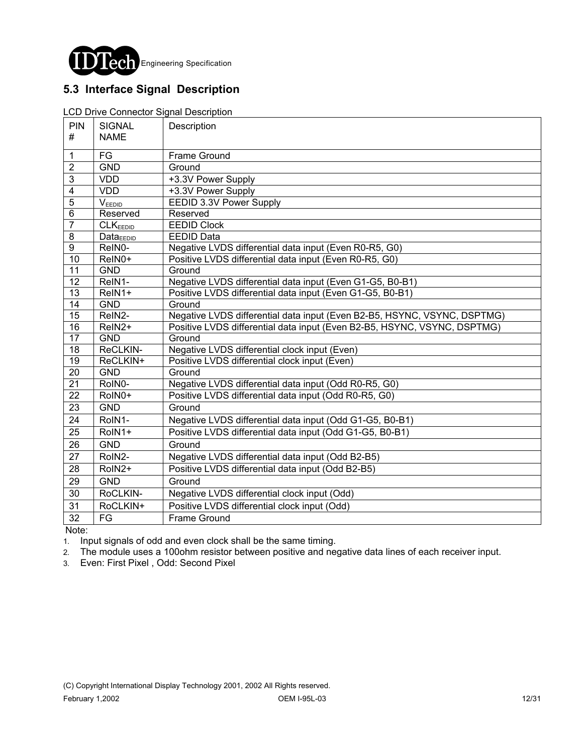## 5.3 Interface Signal Description

LCD Drive Connector Signal Description

| PIN # | SIGNAL NAME | Description |
|---|---|---|
| 1 | FG | Frame Ground |
| 2 | GND | Ground |
| 3 | VDD | +3.3V Power Supply |
| 4 | VDD | +3.3V Power Supply |
| 5 | $V_{EEDID}$ | EEDID 3.3V Power Supply |
| 6 | Reserved | Reserved |
| 7 | $CLK_{EEDID}$ | EEDID Clock |
| 8 | $Data_{EEDID}$ | EEDID Data |
| 9 | ReIN0- | Negative LVDS differential data input (Even R0-R5, G0) |
| 10 | ReIN0+ | Positive LVDS differential data input (Even R0-R5, G0) |
| 11 | GND | Ground |
| 12 | ReIN1- | Negative LVDS differential data input (Even G1-G5, B0-B1) |
| 13 | ReIN1+ | Positive LVDS differential data input (Even G1-G5, B0-B1) |
| 14 | GND | Ground |
| 15 | ReIN2- | Negative LVDS differential data input (Even B2-B5, HSYNC, VSYNC, DSPTMG) |
| 16 | ReIN2+ | Positive LVDS differential data input (Even B2-B5, HSYNC, VSYNC, DSPTMG) |
| 17 | GND | Ground |
| 18 | ReCLKIN- | Negative LVDS differential clock input (Even) |
| 19 | ReCLKIN+ | Positive LVDS differential clock input (Even) |
| 20 | GND | Ground |
| 21 | RoIN0- | Negative LVDS differential data input (Odd R0-R5, G0) |
| 22 | RoIN0+ | Positive LVDS differential data input (Odd R0-R5, G0) |
| 23 | GND | Ground |
| 24 | RoIN1- | Negative LVDS differential data input (Odd G1-G5, B0-B1) |
| 25 | RoIN1+ | Positive LVDS differential data input (Odd G1-G5, B0-B1) |
| 26 | GND | Ground |
| 27 | RoIN2- | Negative LVDS differential data input (Odd B2-B5) |
| 28 | RoIN2+ | Positive LVDS differential data input (Odd B2-B5) |
| 29 | GND | Ground |
| 30 | RoCLKIN- | Negative LVDS differential clock input (Odd) |
| 31 | RoCLKIN+ | Positive LVDS differential clock input (Odd) |
| 32 | FG | Frame Ground |

Note:

1. Input signals of odd and even clock shall be the same timing.
2. The module uses a 100ohm resistor between positive and negative data lines of each receiver input.
3. Even: First Pixel , Odd: Second Pixel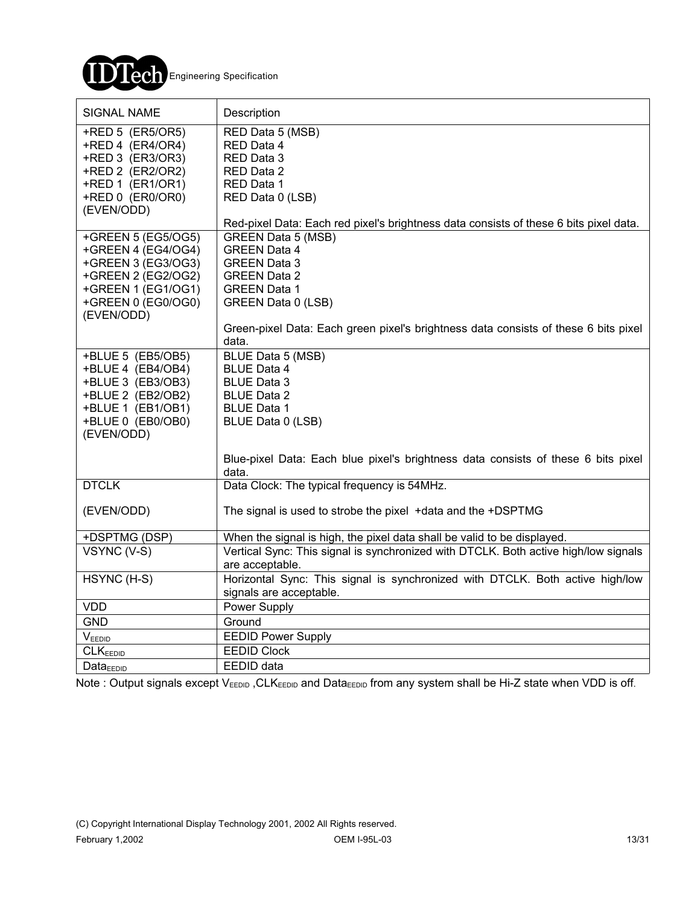| SIGNAL NAME | Description |
|---|---|
| +RED 5 (ER5/OR5)<br>+RED 4 (ER4/OR4)<br>+RED 3 (ER3/OR3)<br>+RED 2 (ER2/OR2)<br>+RED 1 (ER1/OR1)<br>+RED 0 (ER0/OR0)<br>(EVEN/ODD) | RED Data 5 (MSB)<br>RED Data 4<br>RED Data 3<br>RED Data 2<br>RED Data 1<br>RED Data 0 (LSB)<br><br>Red-pixel Data: Each red pixel's brightness data consists of these 6 bits pixel data. |
| +GREEN 5 (EG5/OG5)<br>+GREEN 4 (EG4/OG4)<br>+GREEN 3 (EG3/OG3)<br>+GREEN 2 (EG2/OG2)<br>+GREEN 1 (EG1/OG1)<br>+GREEN 0 (EG0/OG0)<br>(EVEN/ODD) | GREEN Data 5 (MSB)<br>GREEN Data 4<br>GREEN Data 3<br>GREEN Data 2<br>GREEN Data 1<br>GREEN Data 0 (LSB)<br><br>Green-pixel Data: Each green pixel's brightness data consists of these 6 bits pixel data. |
| +BLUE 5 (EB5/OB5)<br>+BLUE 4 (EB4/OB4)<br>+BLUE 3 (EB3/OB3)<br>+BLUE 2 (EB2/OB2)<br>+BLUE 1 (EB1/OB1)<br>+BLUE 0 (EB0/OB0)<br>(EVEN/ODD) | BLUE Data 5 (MSB)<br>BLUE Data 4<br>BLUE Data 3<br>BLUE Data 2<br>BLUE Data 1<br>BLUE Data 0 (LSB)<br><br>Blue-pixel Data: Each blue pixel's brightness data consists of these 6 bits pixel data. |
| DTCLK<br><br>(EVEN/ODD) | Data Clock: The typical frequency is 54MHz.<br><br>The signal is used to strobe the pixel +data and the +DSPTMG |
| +DSPTMG (DSP) | When the signal is high, the pixel data shall be valid to be displayed. |
| VSYNC (V-S) | Vertical Sync: This signal is synchronized with DTCLK. Both active high/low signals are acceptable. |
| HSYNC (H-S) | Horizontal Sync: This signal is synchronized with DTCLK. Both active high/low signals are acceptable. |
| VDD | Power Supply |
| GND | Ground |
| $V_{EEDID}$ | EEDID Power Supply |
| $CLK_{EEDID}$ | EEDID Clock |
| $Data_{EEDID}$ | EEDID data |

Note : Output signals except $V_{EEDID}$ ,$CLK_{EEDID}$ and $Data_{EEDID}$ from any system shall be Hi-Z state when VDD is off.

(C) Copyright International Display Technology 2001, 2002 All Rights reserved.

February 1,2002 OEM I-95L-03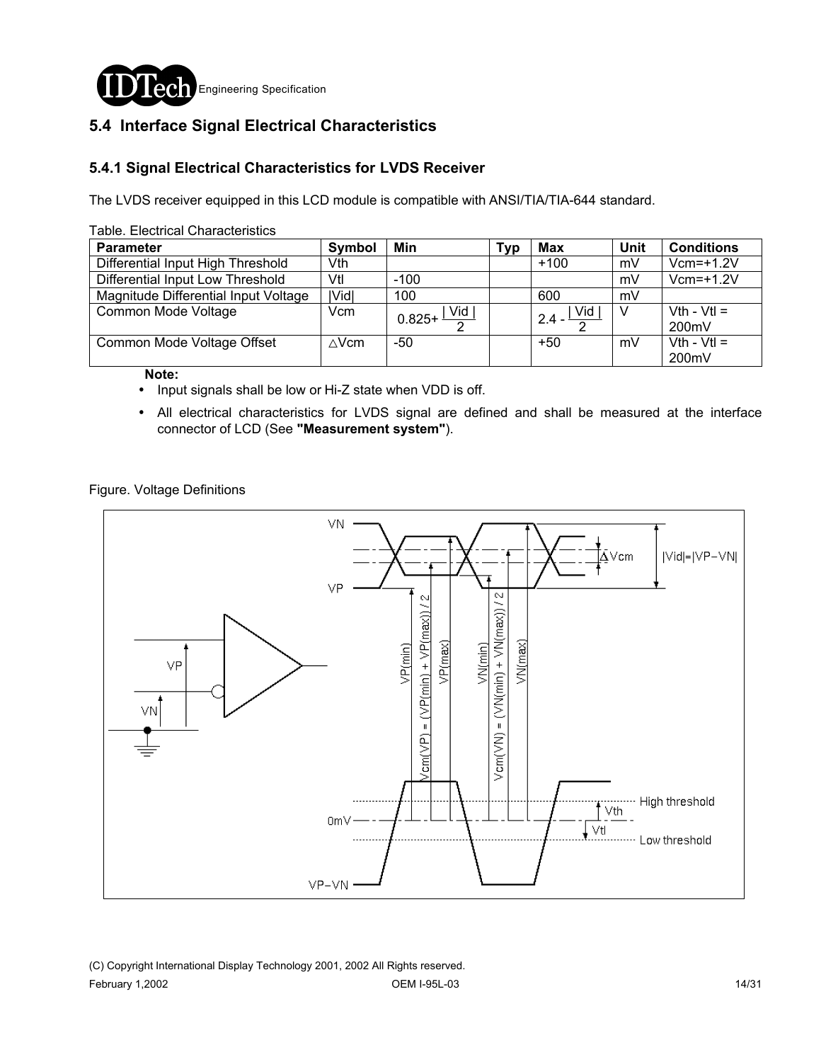## 5.4 Interface Signal Electrical Characteristics

### 5.4.1 Signal Electrical Characteristics for LVDS Receiver

The LVDS receiver equipped in this LCD module is compatible with ANSI/TIA/TIA-644 standard.

Table. Electrical Characteristics

| Parameter | Symbol | Min | Typ | Max | Unit | Conditions |
|---|---|---|---|---|---|---|
| Differential Input High Threshold | Vth | | | +100 | mV | Vcm=+1.2V |
| Differential Input Low Threshold | Vtl | -100 | | | mV | Vcm=+1.2V |
| Magnitude Differential Input Voltage | \|Vid\| | 100 | | 600 | mV | |
| Common Mode Voltage | Vcm | $0.825+\frac{\lvert Vid \rvert}{2}$ | | $2.4-\frac{\lvert Vid \rvert}{2}$ | V | Vth - Vtl = 200mV |
| Common Mode Voltage Offset | △Vcm | -50 | | +50 | mV | Vth - Vtl = 200mV |

**Note:**

- Input signals shall be low or Hi-Z state when VDD is off.
- All electrical characteristics for LVDS signal are defined and shall be measured at the interface connector of LCD (See **"Measurement system"**).

Figure. Voltage Definitions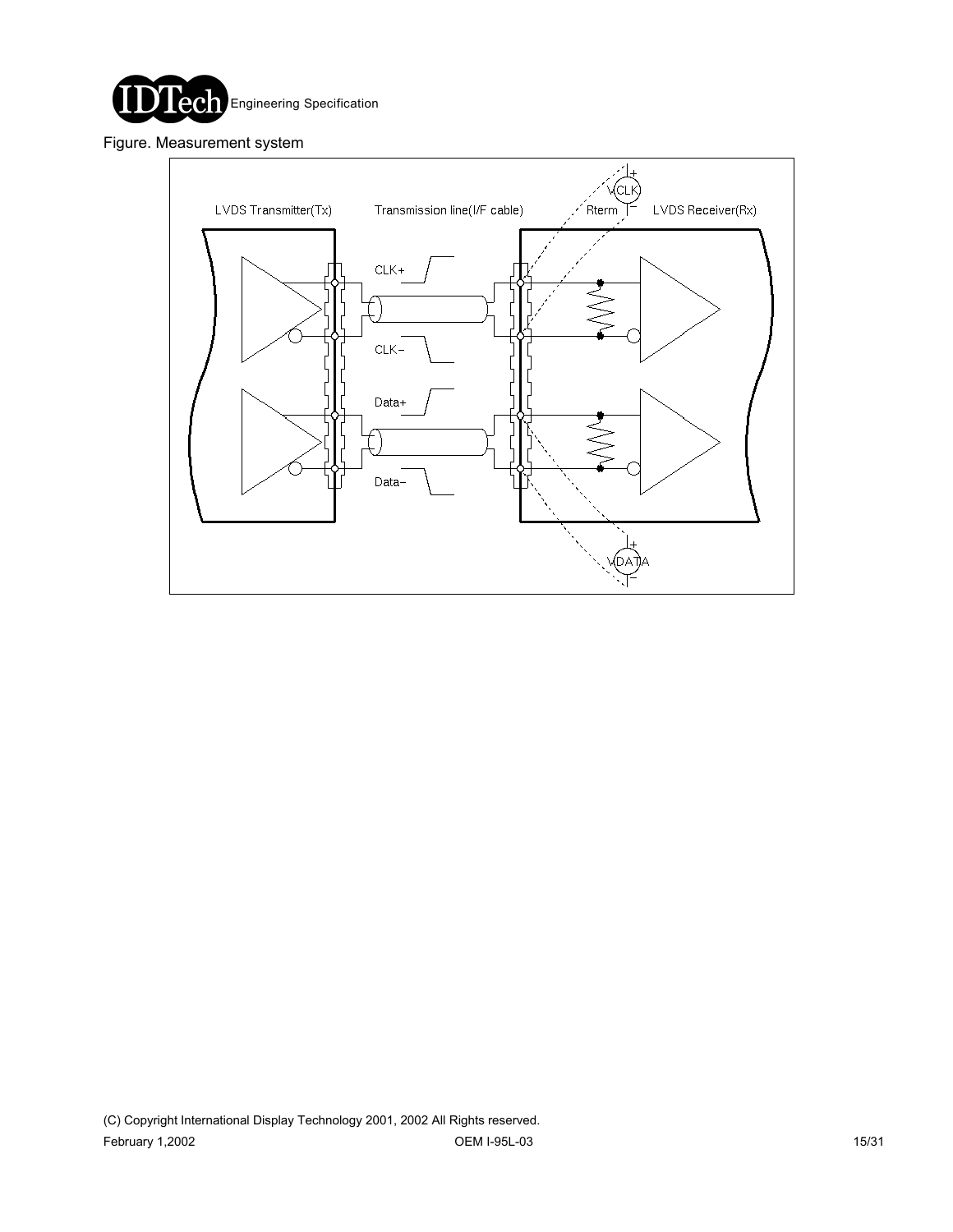Figure. Measurement system

LVDS Transmitter(Tx) Transmission line(I/F cable) Rterm LVDS Receiver(Rx)

CLK+

CLK−

Data+

Data−

VCLK

VDATA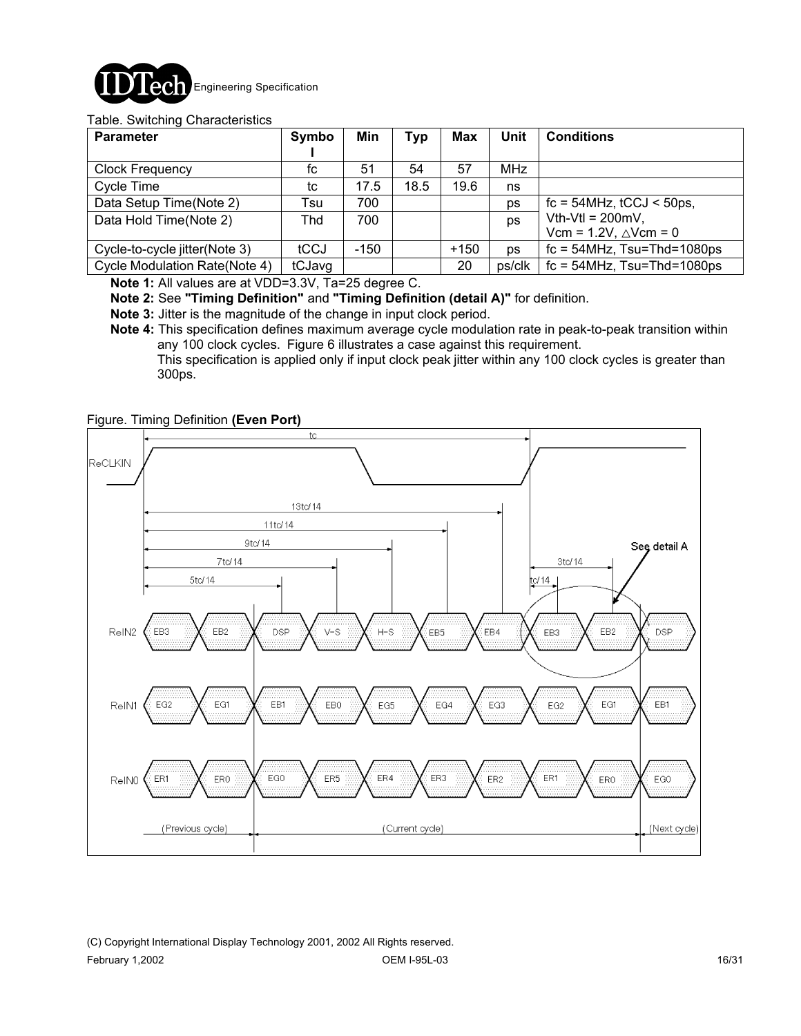Table. Switching Characteristics

| Parameter | Symbol | Min | Typ | Max | Unit | Conditions |
|---|---|---|---|---|---|---|
| Clock Frequency | fc | 51 | 54 | 57 | MHz | |
| Cycle Time | tc | 17.5 | 18.5 | 19.6 | ns | |
| Data Setup Time(Note 2) | Tsu | 700 | | | ps | fc = 54MHz, tCCJ < 50ps, Vth-Vtl = 200mV, Vcm = 1.2V, △Vcm = 0 |
| Data Hold Time(Note 2) | Thd | 700 | | | ps | |
| Cycle-to-cycle jitter(Note 3) | tCCJ | -150 | | +150 | ps | fc = 54MHz, Tsu=Thd=1080ps |
| Cycle Modulation Rate(Note 4) | tCJavg | | | 20 | ps/clk | fc = 54MHz, Tsu=Thd=1080ps |

**Note 1:** All values are at VDD=3.3V, Ta=25 degree C.

**Note 2:** See **"Timing Definition"** and **"Timing Definition (detail A)"** for definition.

**Note 3:** Jitter is the magnitude of the change in input clock period.

**Note 4:** This specification defines maximum average cycle modulation rate in peak-to-peak transition within any 100 clock cycles. Figure 6 illustrates a case against this requirement.
This specification is applied only if input clock peak jitter within any 100 clock cycles is greater than 300ps.

Figure. Timing Definition **(Even Port)**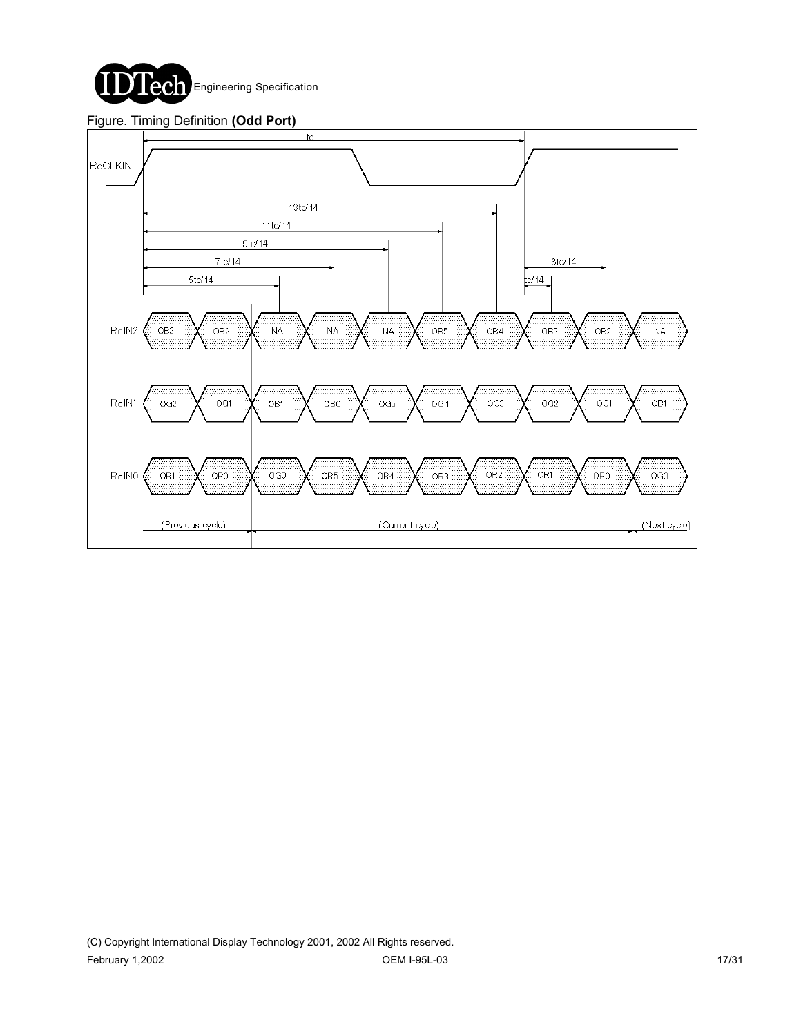Figure. Timing Definition **(Odd Port)**

| Signal | (Previous cycle) | | (Current cycle) | | | | | | | (Next cycle) |
|---|---|---|---|---|---|---|---|---|---|---|
| RoIN2 | OB3 | OB2 | NA | NA | NA | OB5 | OB4 | OB3 | OB2 | NA |
| RoIN1 | OG2 | OG1 | OB1 | OB0 | OG5 | OG4 | OG3 | OG2 | OG1 | OB1 |
| RoIN0 | OR1 | OR0 | OG0 | OR5 | OR4 | OR3 | OR2 | OR1 | OR0 | OG0 |

RoCLKIN: period tc; timing markers at tc/14, 3tc/14, 5tc/14, 7tc/14, 9tc/14, 11tc/14, 13tc/14.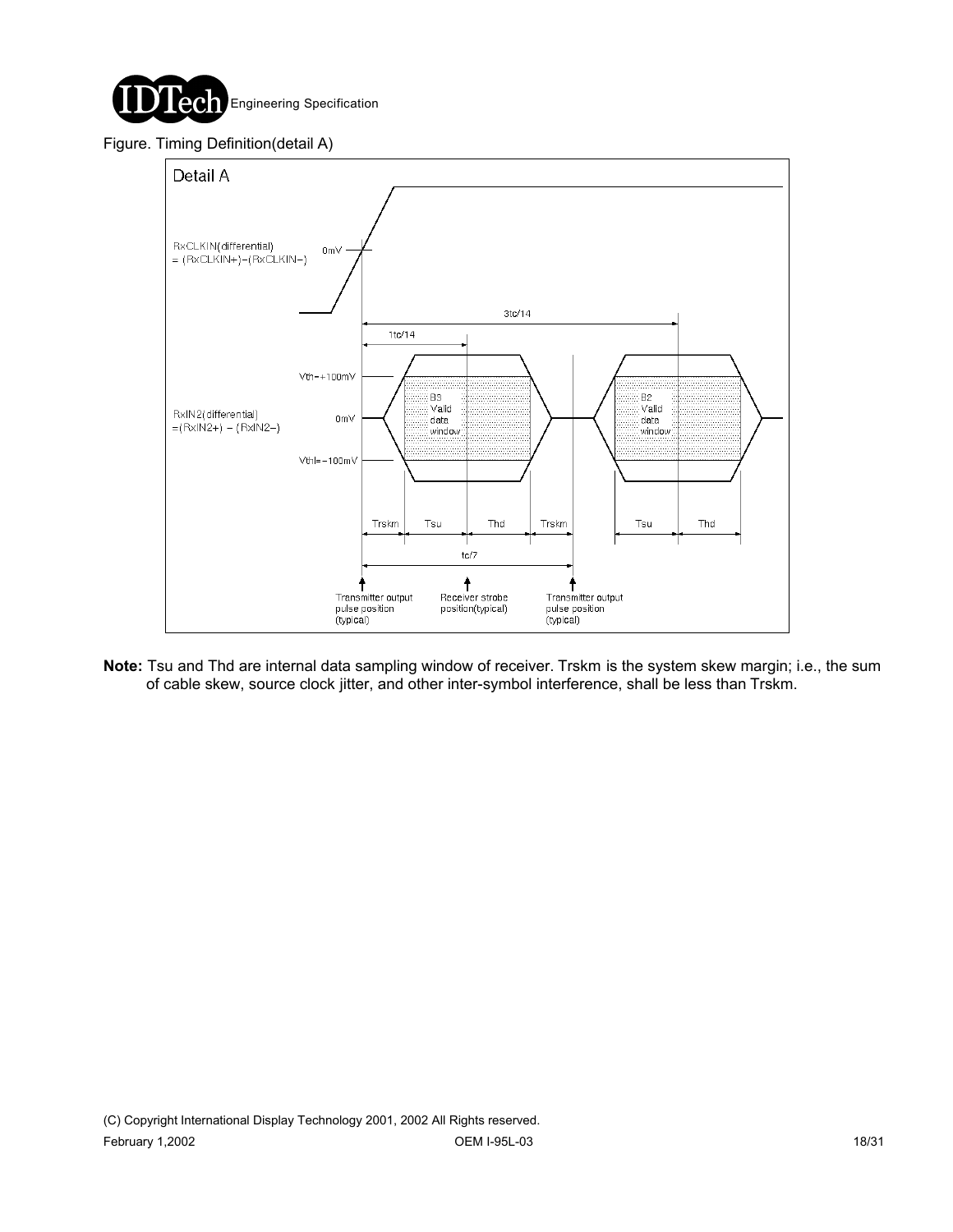Figure. Timing Definition(detail A)

Detail A

RxCLKIN(differential) = (RxCLKIN+)−(RxCLKIN−)

0mV

3tc/14

1tc/14

Vth=+100mV

RxIN2(differential) =(RxIN2+) − (RxIN2−)

0mV

Vthl=−100mV

B3 Valid data window

B2 Valid data window

Trskm | Tsu | Thd | Trskm | Tsu | Thd

tc/7

Transmitter output pulse position (typical)

Receiver strobe position(typical)

Transmitter output pulse position (typical)

**Note:** Tsu and Thd are internal data sampling window of receiver. Trskm is the system skew margin; i.e., the sum of cable skew, source clock jitter, and other inter-symbol interference, shall be less than Trskm.

(C) Copyright International Display Technology 2001, 2002 All Rights reserved.

February 1,2002 OEM I-95L-03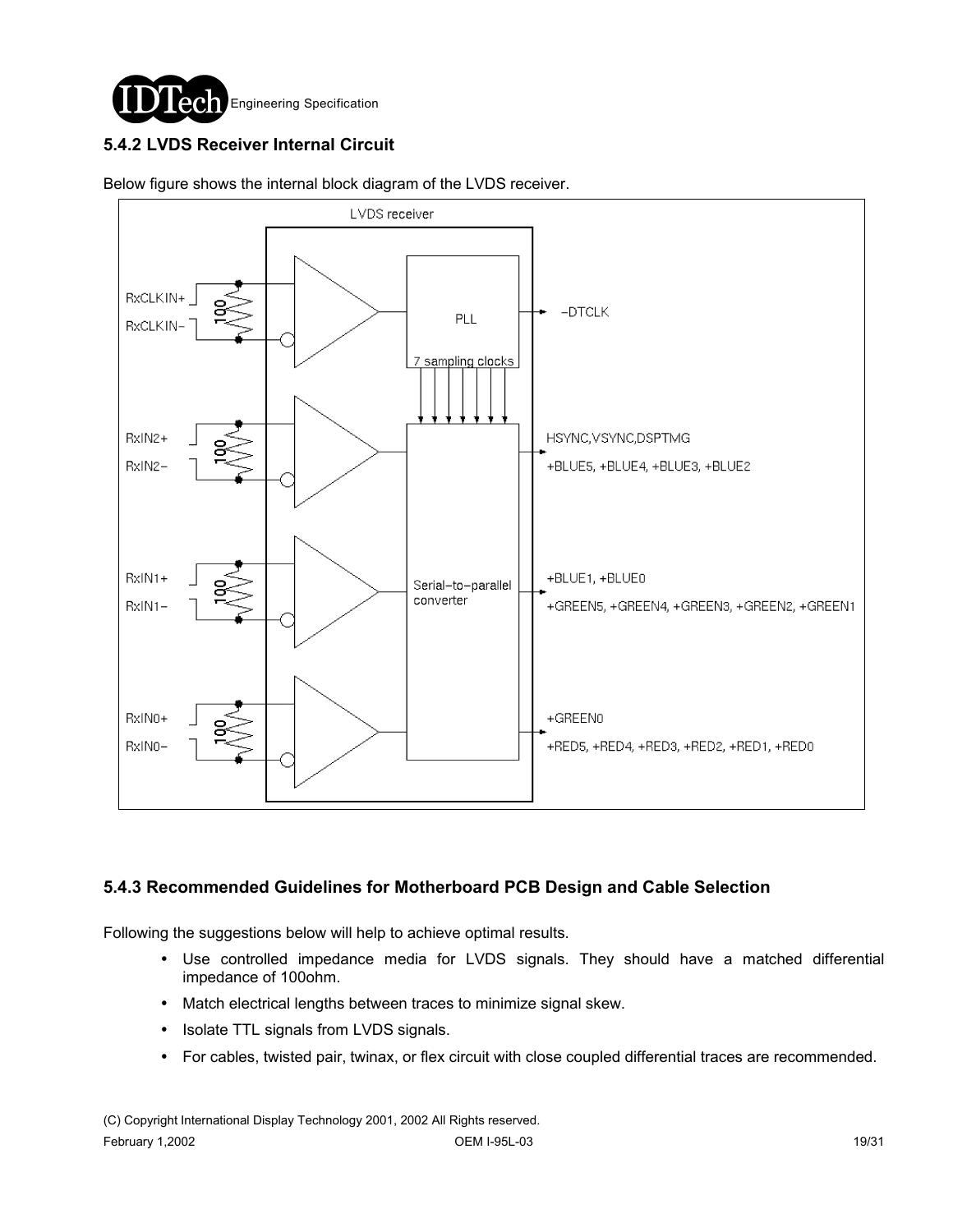### 5.4.2 LVDS Receiver Internal Circuit

Below figure shows the internal block diagram of the LVDS receiver.

LVDS receiver

RxCLKIN+
RxCLKIN−
100
PLL
−DTCLK
7 sampling clocks

RxIN2+
RxIN2−
100
HSYNC,VSYNC,DSPTMG
+BLUE5, +BLUE4, +BLUE3, +BLUE2

RxIN1+
RxIN1−
100
Serial−to−parallel converter
+BLUE1, +BLUE0
+GREEN5, +GREEN4, +GREEN3, +GREEN2, +GREEN1

RxIN0+
RxIN0−
100
+GREEN0
+RED5, +RED4, +RED3, +RED2, +RED1, +RED0

### 5.4.3 Recommended Guidelines for Motherboard PCB Design and Cable Selection

Following the suggestions below will help to achieve optimal results.

- Use controlled impedance media for LVDS signals. They should have a matched differential impedance of 100ohm.
- Match electrical lengths between traces to minimize signal skew.
- Isolate TTL signals from LVDS signals.
- For cables, twisted pair, twinax, or flex circuit with close coupled differential traces are recommended.

(C) Copyright International Display Technology 2001, 2002 All Rights reserved.
February 1,2002 OEM I-95L-03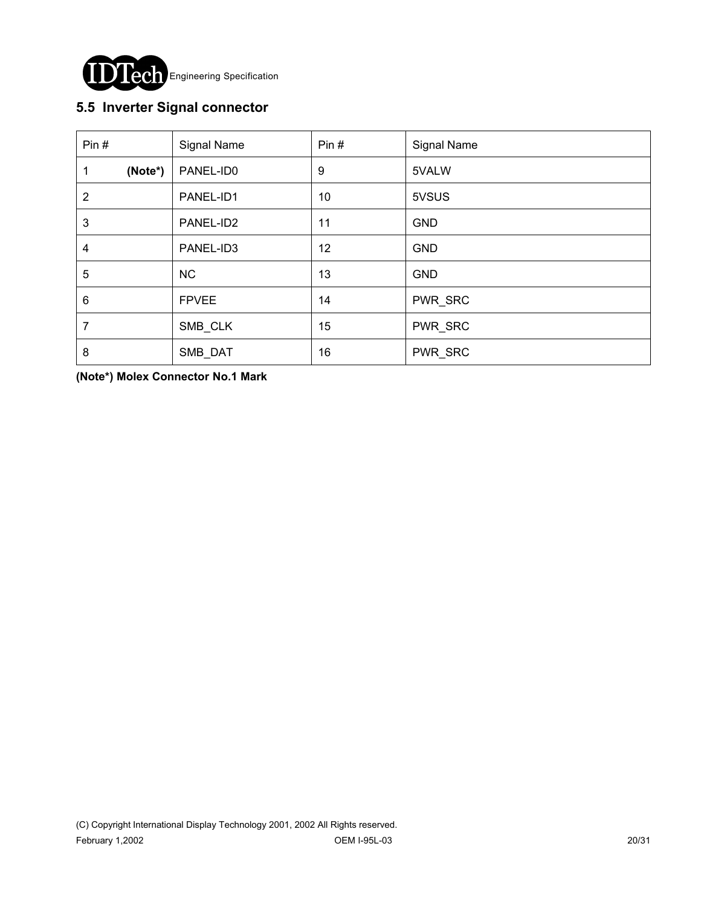## 5.5 Inverter Signal connector

| Pin # | Signal Name | Pin # | Signal Name |
|---|---|---|---|
| 1 **(Note*)** | PANEL-ID0 | 9 | 5VALW |
| 2 | PANEL-ID1 | 10 | 5VSUS |
| 3 | PANEL-ID2 | 11 | GND |
| 4 | PANEL-ID3 | 12 | GND |
| 5 | NC | 13 | GND |
| 6 | FPVEE | 14 | PWR_SRC |
| 7 | SMB_CLK | 15 | PWR_SRC |
| 8 | SMB_DAT | 16 | PWR_SRC |

**(Note*) Molex Connector No.1 Mark**

(C) Copyright International Display Technology 2001, 2002 All Rights reserved.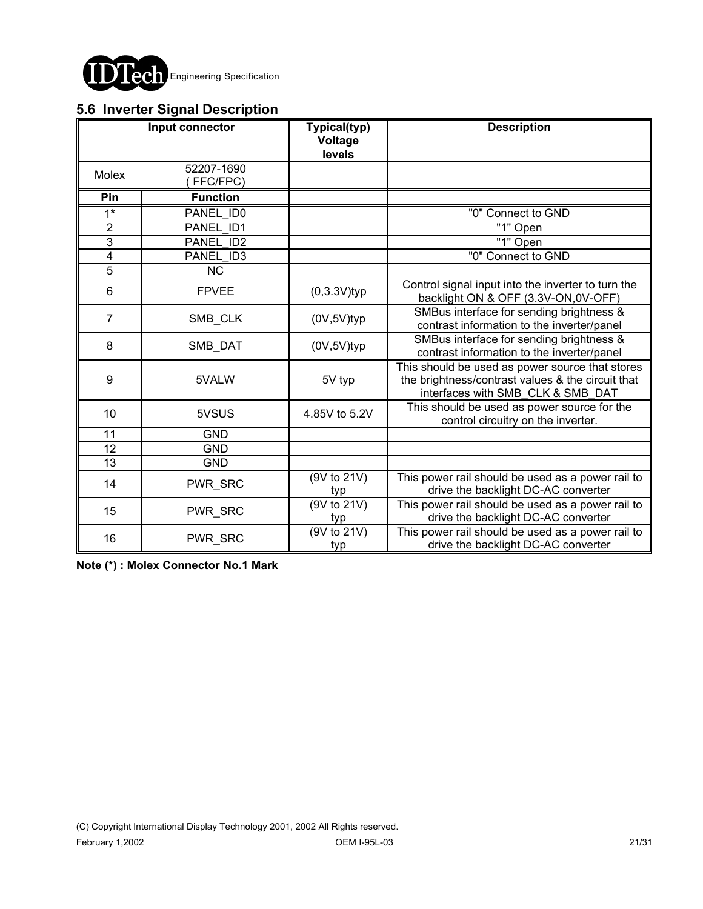## 5.6 Inverter Signal Description

| Input connector | | Typical(typ) Voltage levels | Description |
|---|---|---|---|
| Molex | 52207-1690 ( FFC/FPC) | | |
| **Pin** | **Function** | | |
| 1* | PANEL_ID0 | | "0" Connect to GND |
| 2 | PANEL_ID1 | | "1" Open |
| 3 | PANEL_ID2 | | "1" Open |
| 4 | PANEL_ID3 | | "0" Connect to GND |
| 5 | NC | | |
| 6 | FPVEE | (0,3.3V)typ | Control signal input into the inverter to turn the backlight ON & OFF (3.3V-ON,0V-OFF) |
| 7 | SMB_CLK | (0V,5V)typ | SMBus interface for sending brightness & contrast information to the inverter/panel |
| 8 | SMB_DAT | (0V,5V)typ | SMBus interface for sending brightness & contrast information to the inverter/panel |
| 9 | 5VALW | 5V typ | This should be used as power source that stores the brightness/contrast values & the circuit that interfaces with SMB_CLK & SMB_DAT |
| 10 | 5VSUS | 4.85V to 5.2V | This should be used as power source for the control circuitry on the inverter. |
| 11 | GND | | |
| 12 | GND | | |
| 13 | GND | | |
| 14 | PWR_SRC | (9V to 21V) typ | This power rail should be used as a power rail to drive the backlight DC-AC converter |
| 15 | PWR_SRC | (9V to 21V) typ | This power rail should be used as a power rail to drive the backlight DC-AC converter |
| 16 | PWR_SRC | (9V to 21V) typ | This power rail should be used as a power rail to drive the backlight DC-AC converter |

**Note (*) : Molex Connector No.1 Mark**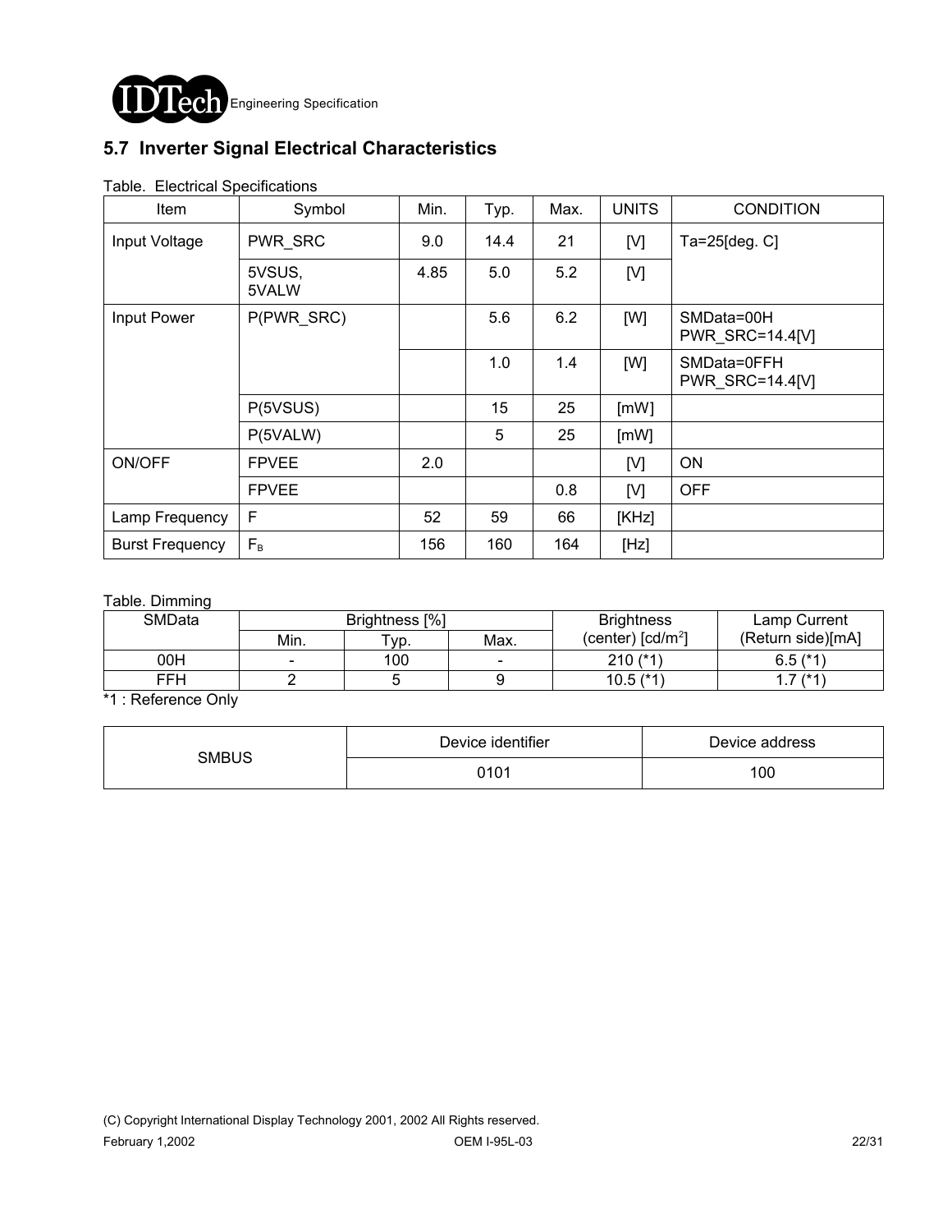## 5.7 Inverter Signal Electrical Characteristics

Table. Electrical Specifications

| Item | Symbol | Min. | Typ. | Max. | UNITS | CONDITION |
|---|---|---|---|---|---|---|
| Input Voltage | PWR_SRC | 9.0 | 14.4 | 21 | [V] | Ta=25[deg. C] |
| | 5VSUS, 5VALW | 4.85 | 5.0 | 5.2 | [V] | |
| Input Power | P(PWR_SRC) | | 5.6 | 6.2 | [W] | SMData=00H PWR_SRC=14.4[V] |
| | | | 1.0 | 1.4 | [W] | SMData=0FFH PWR_SRC=14.4[V] |
| | P(5VSUS) | | 15 | 25 | [mW] | |
| | P(5VALW) | | 5 | 25 | [mW] | |
| ON/OFF | FPVEE | 2.0 | | | [V] | ON |
| | FPVEE | | | 0.8 | [V] | OFF |
| Lamp Frequency | F | 52 | 59 | 66 | [KHz] | |
| Burst Frequency | $F_B$ | 156 | 160 | 164 | [Hz] | |

Table. Dimming

| SMData | Brightness [%] | | | Brightness (center) [cd/m$^2$] | Lamp Current (Return side)[mA] |
|---|---|---|---|---|---|
| | Min. | Typ. | Max. | | |
| 00H | - | 100 | - | 210 (*1) | 6.5 (*1) |
| FFH | 2 | 5 | 9 | 10.5 (*1) | 1.7 (*1) |

*1 : Reference Only

| SMBUS | Device identifier | Device address |
|---|---|---|
| | 0101 | 100 |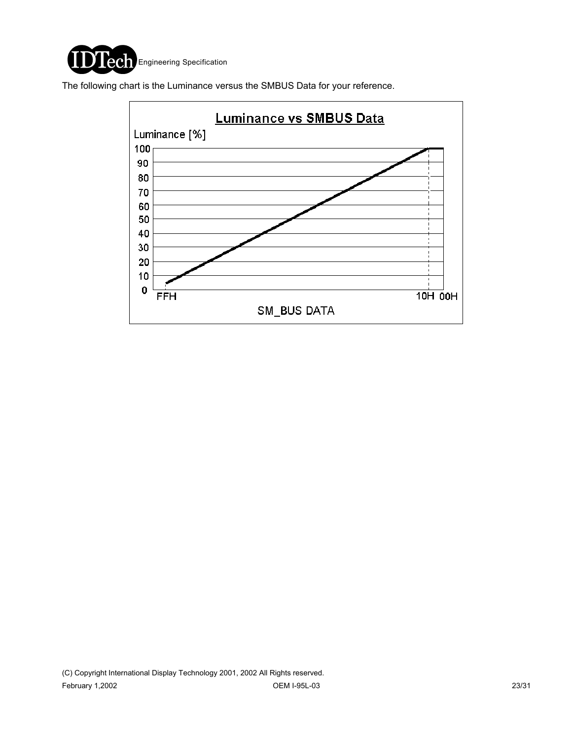The following chart is the Luminance versus the SMBUS Data for your reference.

**Luminance vs SMBUS Data**

Luminance [%]

100
90
80
70
60
50
40
30
20
10
0

FFH 10H 00H

SM_BUS DATA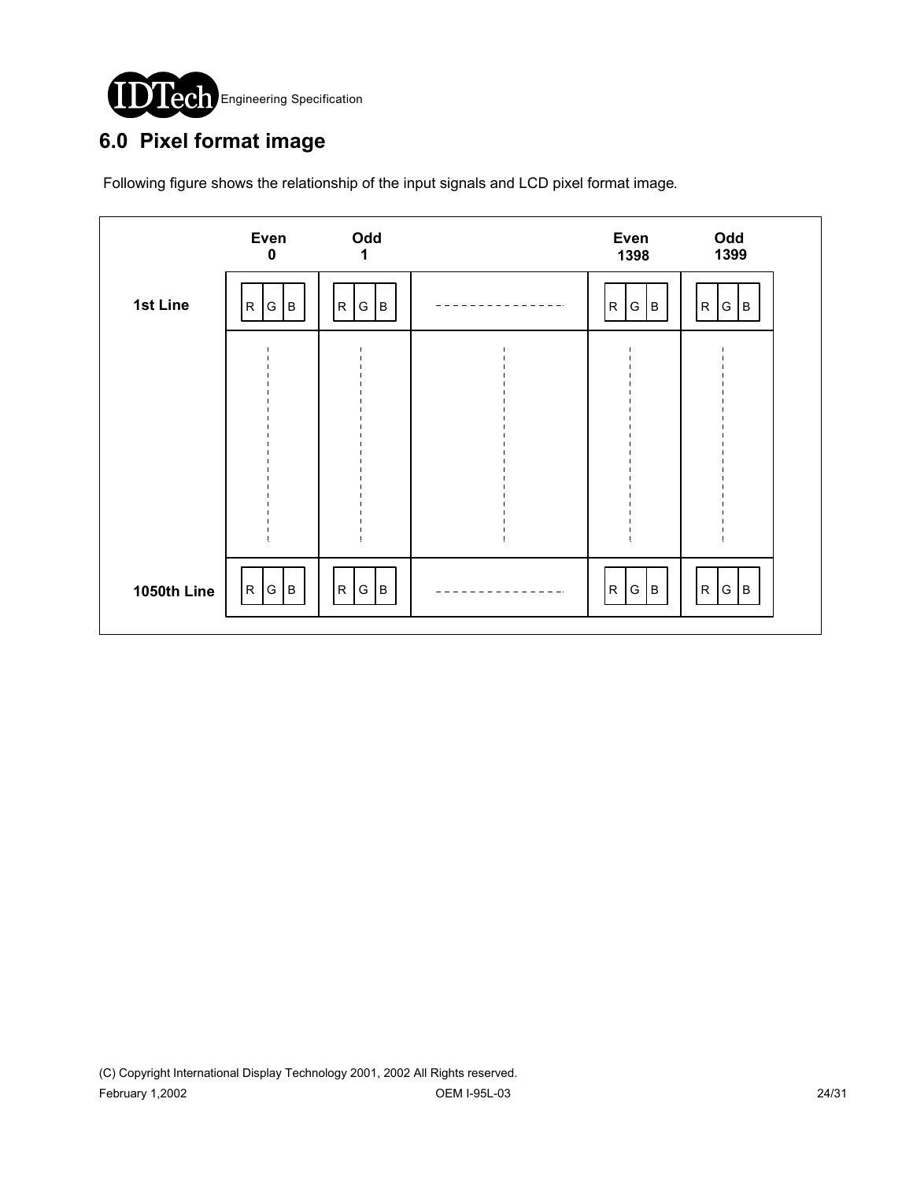## 6.0 Pixel format image

Following figure shows the relationship of the input signals and LCD pixel format image.

| | Even 0 | Odd 1 | | Even 1398 | Odd 1399 |
|---|---|---|---|---|---|
| 1st Line | R G B | R G B | - - - - - - - - | R G B | R G B |
| | ⋮ | ⋮ | ⋮ | ⋮ | ⋮ |
| 1050th Line | R G B | R G B | - - - - - - - - | R G B | R G B |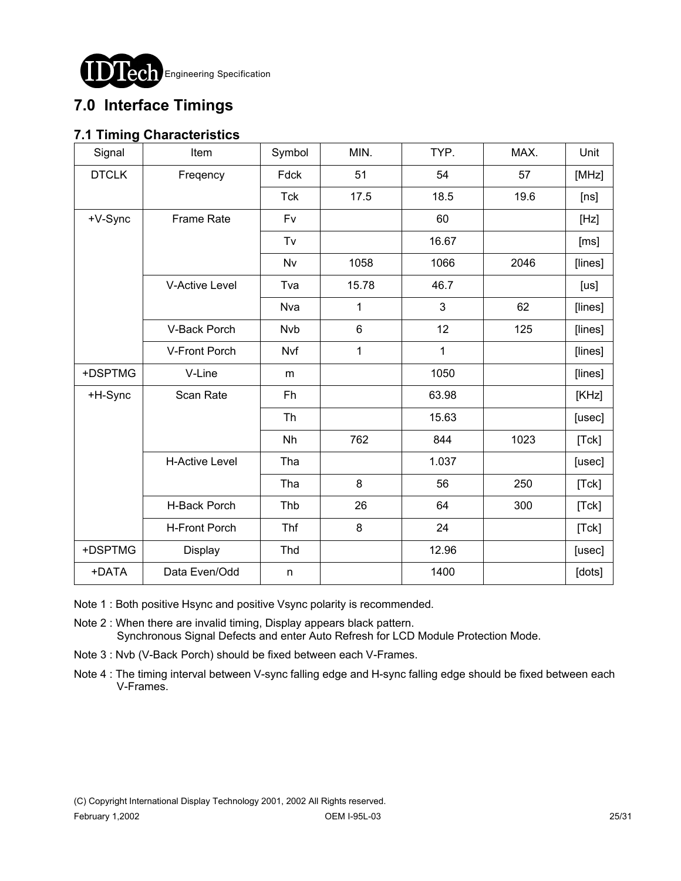# 7.0 Interface Timings

## 7.1 Timing Characteristics

| Signal | Item | Symbol | MIN. | TYP. | MAX. | Unit |
|---|---|---|---|---|---|---|
| DTCLK | Freqency | Fdck | 51 | 54 | 57 | [MHz] |
| | | Tck | 17.5 | 18.5 | 19.6 | [ns] |
| +V-Sync | Frame Rate | Fv | | 60 | | [Hz] |
| | | Tv | | 16.67 | | [ms] |
| | | Nv | 1058 | 1066 | 2046 | [lines] |
| | V-Active Level | Tva | 15.78 | 46.7 | | [us] |
| | | Nva | 1 | 3 | 62 | [lines] |
| | V-Back Porch | Nvb | 6 | 12 | 125 | [lines] |
| | V-Front Porch | Nvf | 1 | 1 | | [lines] |
| +DSPTMG | V-Line | m | | 1050 | | [lines] |
| +H-Sync | Scan Rate | Fh | | 63.98 | | [KHz] |
| | | Th | | 15.63 | | [usec] |
| | | Nh | 762 | 844 | 1023 | [Tck] |
| | H-Active Level | Tha | | 1.037 | | [usec] |
| | | Tha | 8 | 56 | 250 | [Tck] |
| | H-Back Porch | Thb | 26 | 64 | 300 | [Tck] |
| | H-Front Porch | Thf | 8 | 24 | | [Tck] |
| +DSPTMG | Display | Thd | | 12.96 | | [usec] |
| +DATA | Data Even/Odd | n | | 1400 | | [dots] |

Note 1 : Both positive Hsync and positive Vsync polarity is recommended.

Note 2 : When there are invalid timing, Display appears black pattern.
Synchronous Signal Defects and enter Auto Refresh for LCD Module Protection Mode.

Note 3 : Nvb (V-Back Porch) should be fixed between each V-Frames.

Note 4 : The timing interval between V-sync falling edge and H-sync falling edge should be fixed between each V-Frames.

(C) Copyright International Display Technology 2001, 2002 All Rights reserved.

February 1,2002 OEM I-95L-03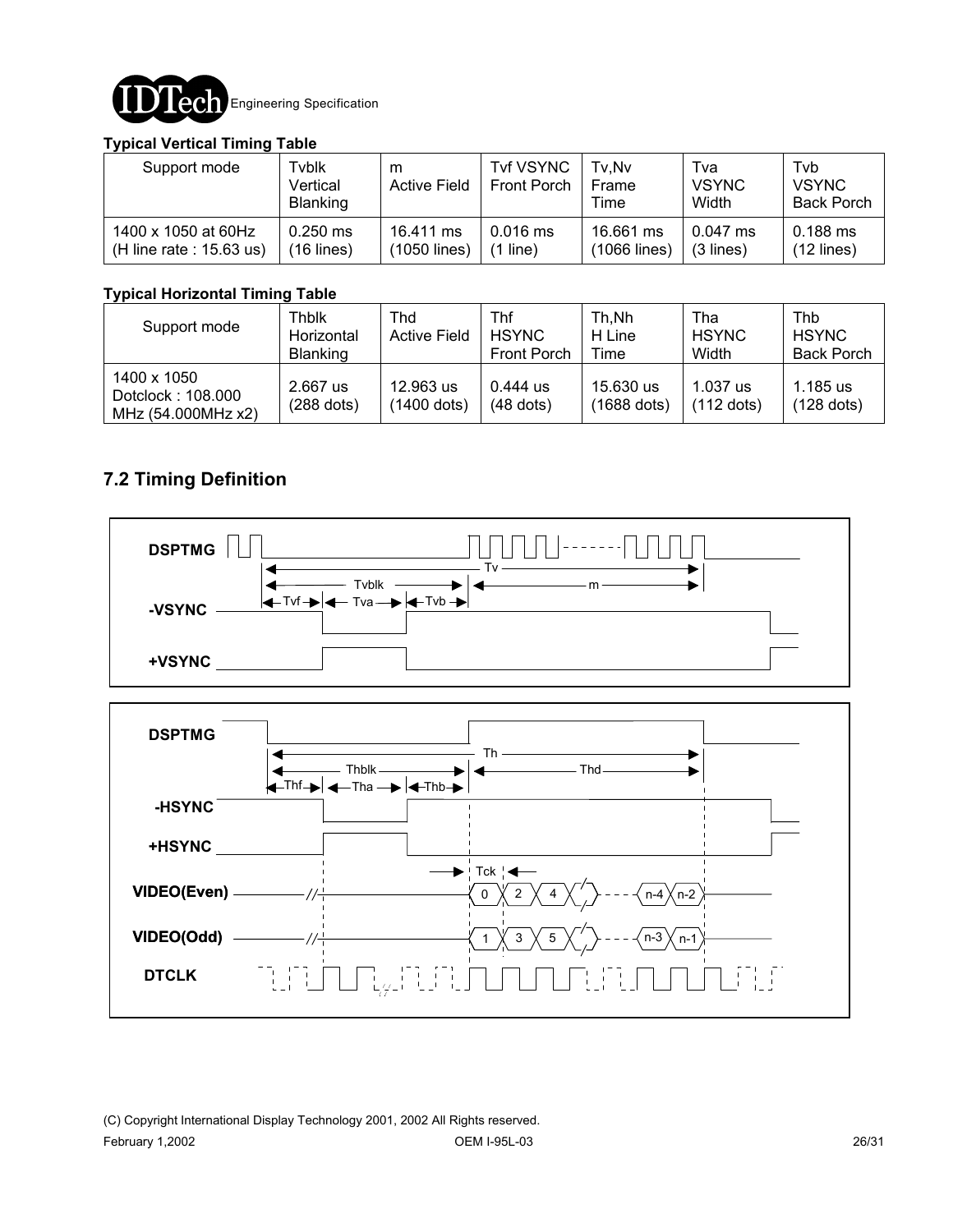**Typical Vertical Timing Table**

| Support mode | Tvblk Vertical Blanking | m Active Field | Tvf VSYNC Front Porch | Tv,Nv Frame Time | Tva VSYNC Width | Tvb VSYNC Back Porch |
|---|---|---|---|---|---|---|
| 1400 x 1050 at 60Hz (H line rate : 15.63 us) | 0.250 ms (16 lines) | 16.411 ms (1050 lines) | 0.016 ms (1 line) | 16.661 ms (1066 lines) | 0.047 ms (3 lines) | 0.188 ms (12 lines) |

**Typical Horizontal Timing Table**

| Support mode | Thblk Horizontal Blanking | Thd Active Field | Thf HSYNC Front Porch | Th,Nh H Line Time | Tha HSYNC Width | Thb HSYNC Back Porch |
|---|---|---|---|---|---|---|
| 1400 x 1050 Dotclock : 108.000 MHz (54.000MHz x2) | 2.667 us (288 dots) | 12.963 us (1400 dots) | 0.444 us (48 dots) | 15.630 us (1688 dots) | 1.037 us (112 dots) | 1.185 us (128 dots) |

## 7.2 Timing Definition

DSPTMG, -VSYNC, +VSYNC (Tv, Tvblk, m, Tvf, Tva, Tvb)

DSPTMG, -HSYNC, +HSYNC, VIDEO(Even), VIDEO(Odd), DTCLK (Th, Thblk, Thd, Thf, Tha, Thb, Tck)

VIDEO(Even): 0, 2, 4, ..., n-4, n-2

VIDEO(Odd): 1, 3, 5, ..., n-3, n-1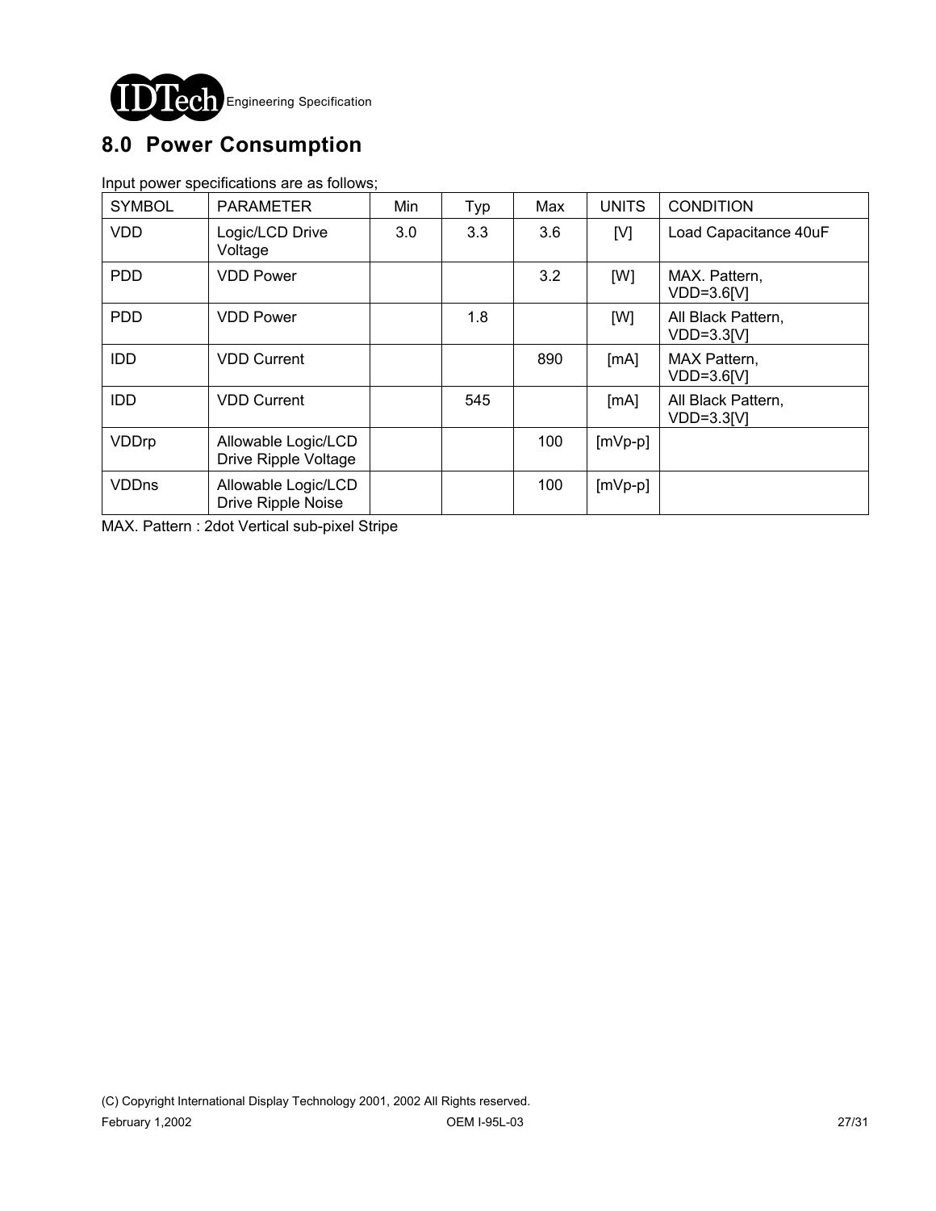## 8.0 Power Consumption

Input power specifications are as follows;

| SYMBOL | PARAMETER | Min | Typ | Max | UNITS | CONDITION |
|---|---|---|---|---|---|---|
| VDD | Logic/LCD Drive Voltage | 3.0 | 3.3 | 3.6 | [V] | Load Capacitance 40uF |
| PDD | VDD Power | | | 3.2 | [W] | MAX. Pattern, VDD=3.6[V] |
| PDD | VDD Power | | 1.8 | | [W] | All Black Pattern, VDD=3.3[V] |
| IDD | VDD Current | | | 890 | [mA] | MAX Pattern, VDD=3.6[V] |
| IDD | VDD Current | | 545 | | [mA] | All Black Pattern, VDD=3.3[V] |
| VDDrp | Allowable Logic/LCD Drive Ripple Voltage | | | 100 | [mVp-p] | |
| VDDns | Allowable Logic/LCD Drive Ripple Noise | | | 100 | [mVp-p] | |

MAX. Pattern : 2dot Vertical sub-pixel Stripe

(C) Copyright International Display Technology 2001, 2002 All Rights reserved.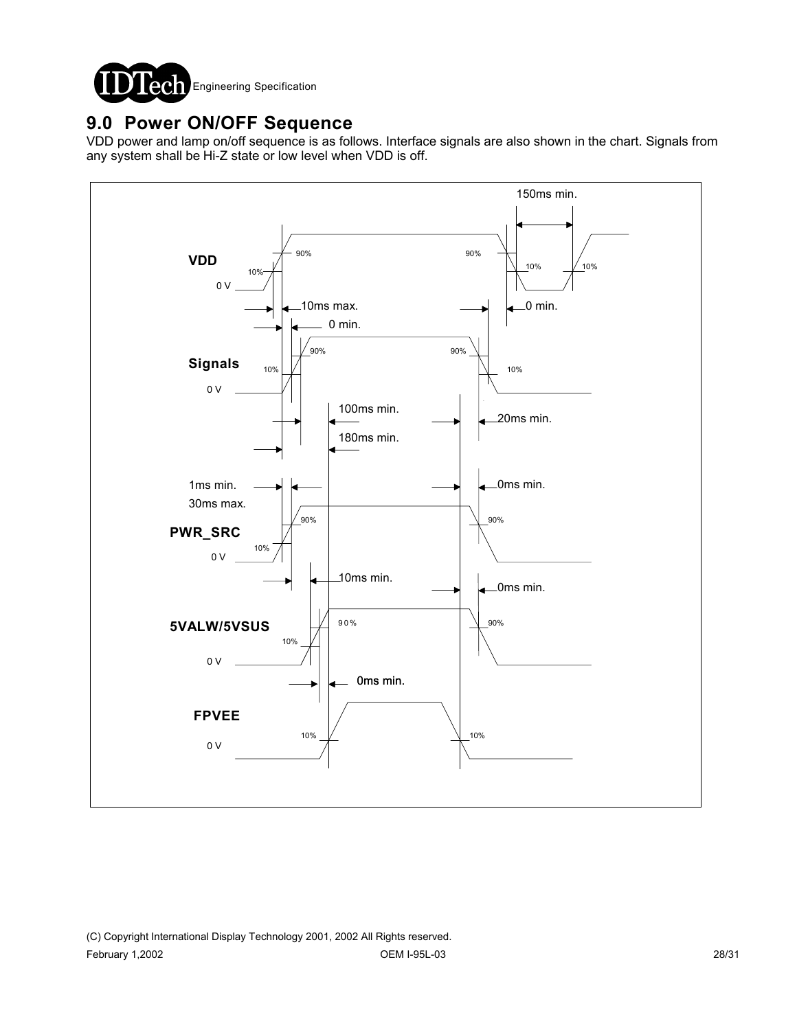## 9.0 Power ON/OFF Sequence

VDD power and lamp on/off sequence is as follows. Interface signals are also shown in the chart. Signals from any system shall be Hi-Z state or low level when VDD is off.

VDD | Signals | PWR_SRC | 5VALW/5VSUS | FPVEE

150ms min.

10ms max.

0 min.

0 min.

100ms min.

180ms min.

20ms min.

1ms min.

30ms max.

0ms min.

10ms min.

0ms min.

0ms min.

90% | 10% | 0 V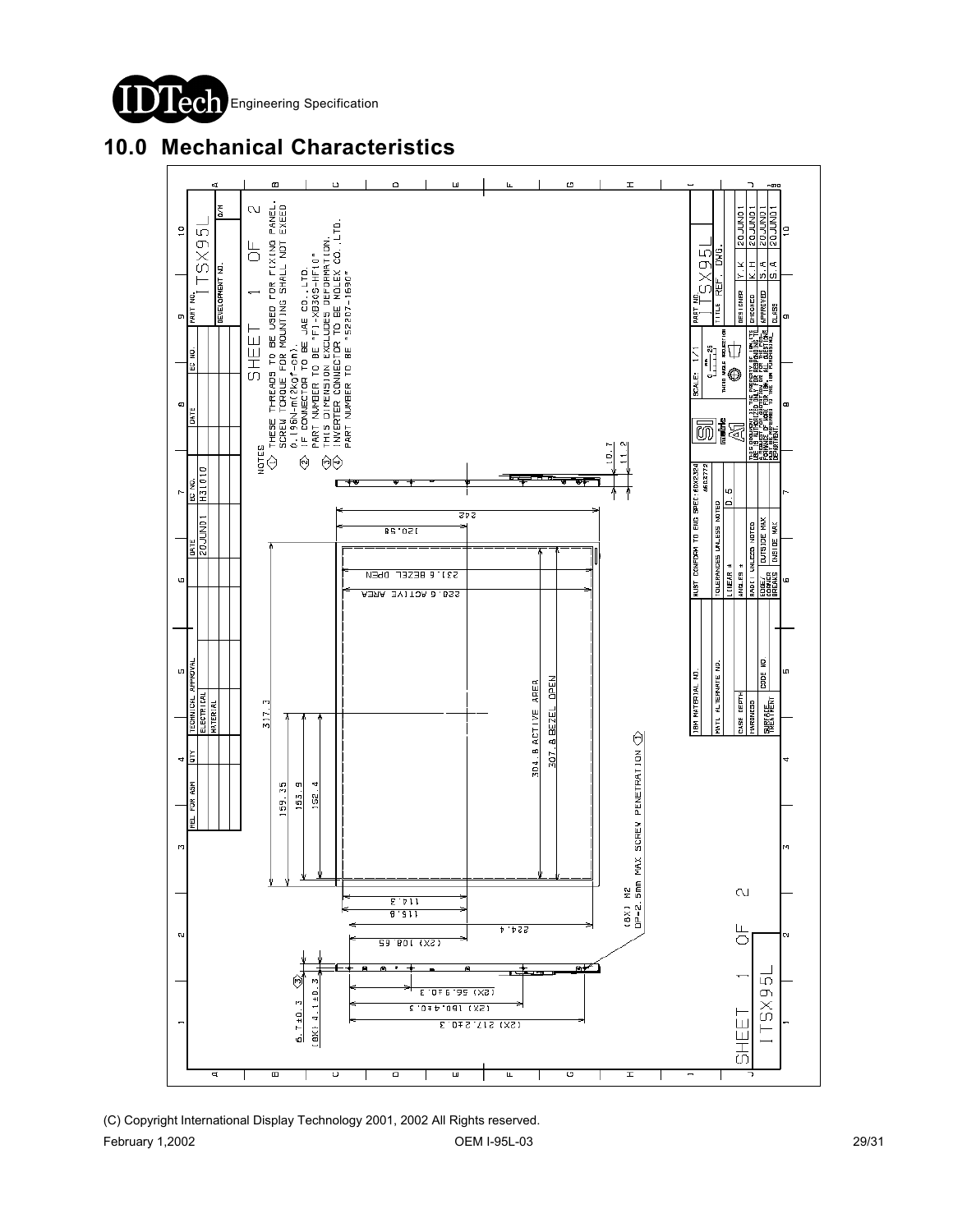# 10.0 Mechanical Characteristics

NOTES

1. THESE THREADS TO BE USED FOR FIXING PANEL. SCREW TORQUE FOR MOUNTING SHALL NOT EXCEED 0.196N-m(2kgf-cm).
2. IF CONNECTOR TO BE JAE CO.,LTD. PART NUMBER TO BE "FI-XB30S-HF10"
3. THIS DIMENSION EXCLUDES DEFORMATION.
4. INVERTER CONNECTOR TO BE MOLEX CO.,LTD. PART NUMBER TO BE "52207-1690"

242

120.98

231.6 BEZEL OPEN

228.6 ACTIVE AREA

317.3

159.35

163.9

162.4

304.8 ACTIVE AREA

307.8 BEZEL OPEN

(8X) M2 DP=2.5mm MAX SCREW PENETRATION ①

114.3

115.8

224.4

(2X) 108.65

(2X) 56.9±0.3

(2X) 160.4±0.3

(2X) 217.2±0.3

6.7±0.3

(8X) 4.1±0.3 ③

10.7

11.2

SHEET 1 OF 2

ITSX95L

| PART NO. | ITSX95L |
| --- | --- |
| DEVELOPMENT NO. | |

| DATE | EC NO. |
| --- | --- |
| 20JUN01 | H31010 |

| TITLE | REF. DWG. |
| --- | --- |
| DESIGNED | Y.K 20JUN01 |
| CHECKED | K.H 20JUN01 |
| APPROVED | S.A 20JUN01 |
| CLASS | S.A 20JUN01 |

SCALE: 1/1

MUST CONFORM TO ENG SPEC

TOLERANCES UNLESS NOTED: LINEAR ± 0.5

SHEET 1 OF 2 ITSX95L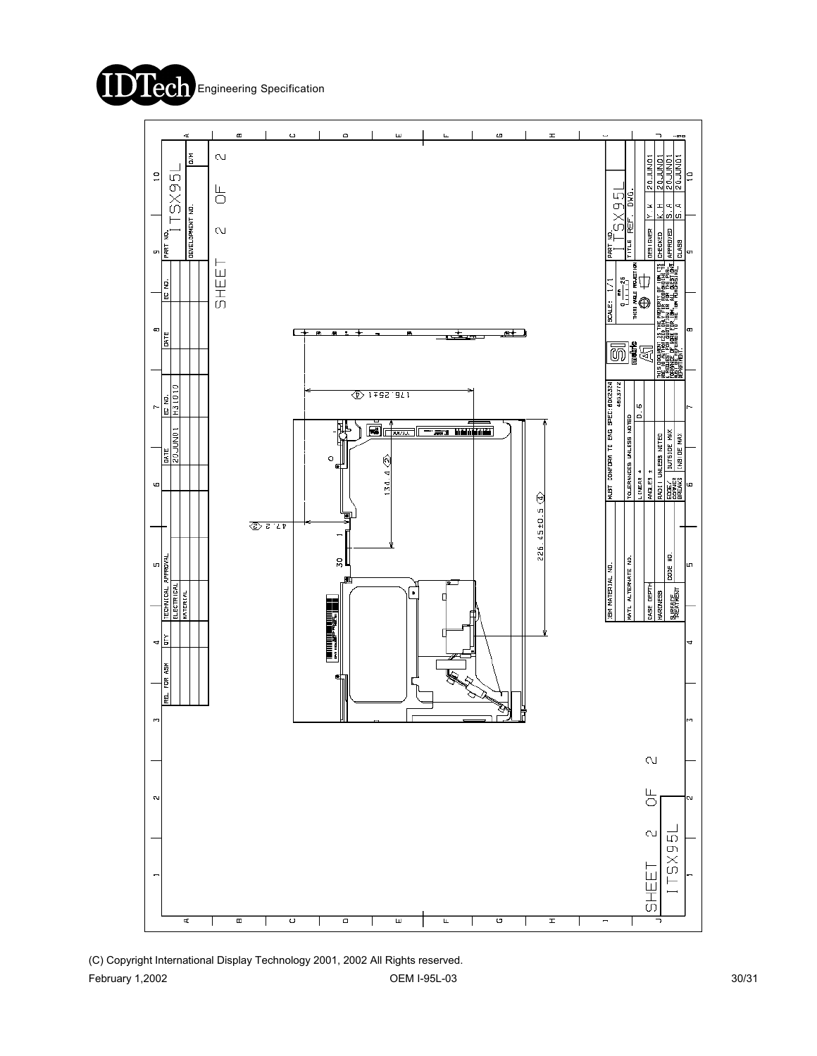Engineering Specification

SHEET 2 OF 2

ITSX95L

| REL. FOR ASM | QTY | TECHNICAL APPROVAL | | DATE | EC NO. | DATE | EC NO. | PART NO. | Q/M |
|---|---|---|---|---|---|---|---|---|---|
| | | ELECTRICAL | | 20JUN01 | H31010 | | | ITSX95L | |
| | | MATERIAL | | | | | | DEVELOPMENT NO. | |

176.25±1 ⟨1⟩

134.4 ⟨2⟩

47.2 ⟨2⟩

226.45±0.5 ⟨4⟩

1

30

| IBM MATERIAL NO. | MUST CONFORM TO ENG SPEC: 6DX2324 405377Z | SI GEOMETRIC A1 | SCALE: 1/1 | PART NO. ITSX95L |
|---|---|---|---|---|
| MATL ALTERNATE NO. | TOLERANCES UNLESS NOTED | | THIRD ANGLE PROJECTION | TITLE REF. DWG. |
| CASE DEPTH | LINEAR ± 0.5 | | | DESIGNER Y.K 20JUN01 |
| HARDNESS | ANGLES ± | | | CHECKED K.H 20JUN01 |
| CODE NO. | RADII UNLESS NOTED | | | APPROVED S.A 20JUN01 |
| SURFACE TREATMENT | EDGE/CORNER BREAKS OUTSIDE MAX / INSIDE MAX | THIS DOCUMENT IS THE PROPERTY OF IBM LTD. AND IS NOT TO BE REPRODUCED OR USED FOR ANY PURPOSE OTHER THAN FOR WHICH IT IS LOANED. | | CLASS S.A 20JUN01 |

SHEET 2 OF 2 ITSX95L

(C) Copyright International Display Technology 2001, 2002 All Rights reserved.

February 1,2002 OEM I-95L-03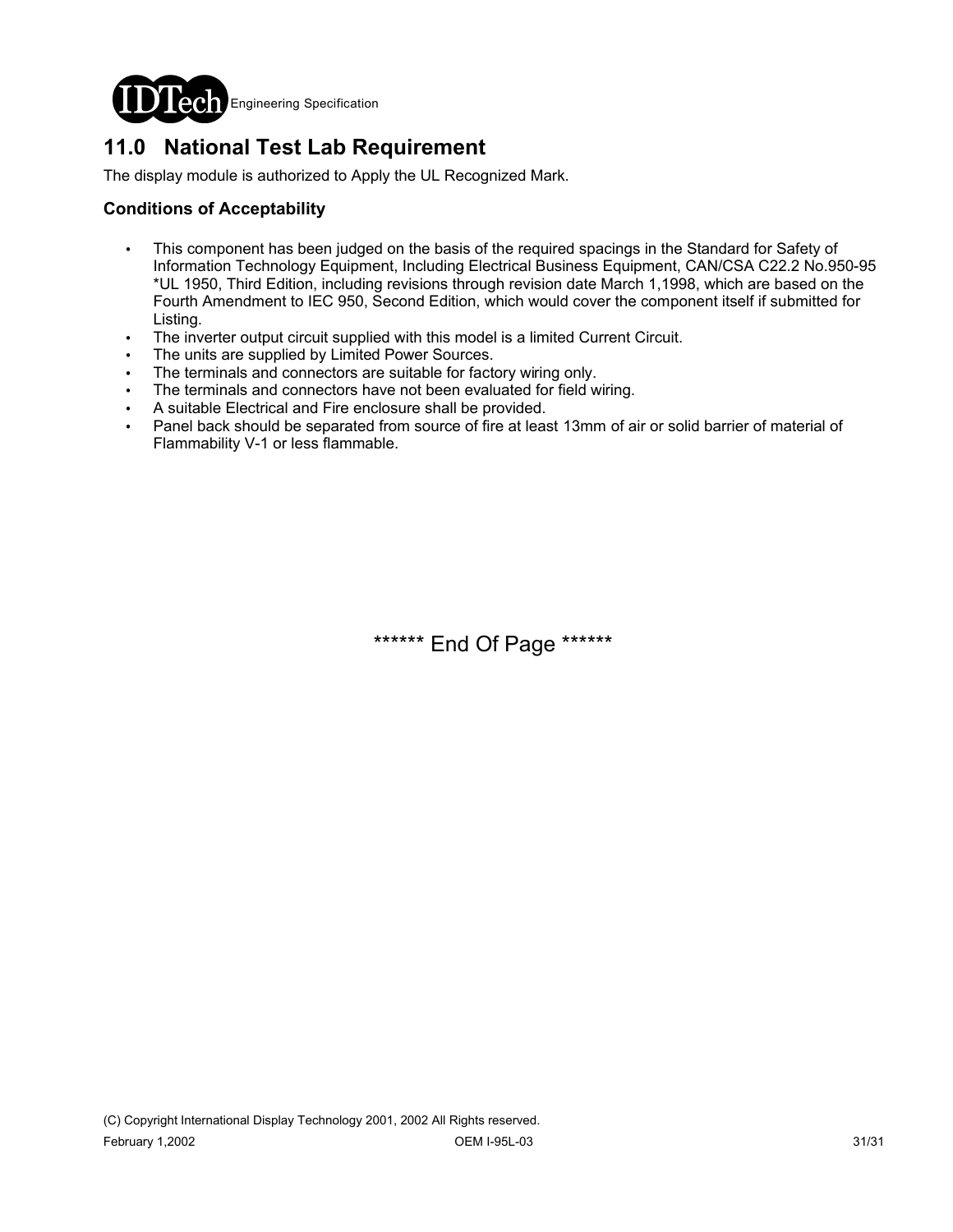## 11.0 National Test Lab Requirement

The display module is authorized to Apply the UL Recognized Mark.

### Conditions of Acceptability

- This component has been judged on the basis of the required spacings in the Standard for Safety of Information Technology Equipment, Including Electrical Business Equipment, CAN/CSA C22.2 No.950-95 *UL 1950, Third Edition, including revisions through revision date March 1,1998, which are based on the Fourth Amendment to IEC 950, Second Edition, which would cover the component itself if submitted for Listing.
- The inverter output circuit supplied with this model is a limited Current Circuit.
- The units are supplied by Limited Power Sources.
- The terminals and connectors are suitable for factory wiring only.
- The terminals and connectors have not been evaluated for field wiring.
- A suitable Electrical and Fire enclosure shall be provided.
- Panel back should be separated from source of fire at least 13mm of air or solid barrier of material of Flammability V-1 or less flammable.

****** End Of Page ******

(C) Copyright International Display Technology 2001, 2002 All Rights reserved.